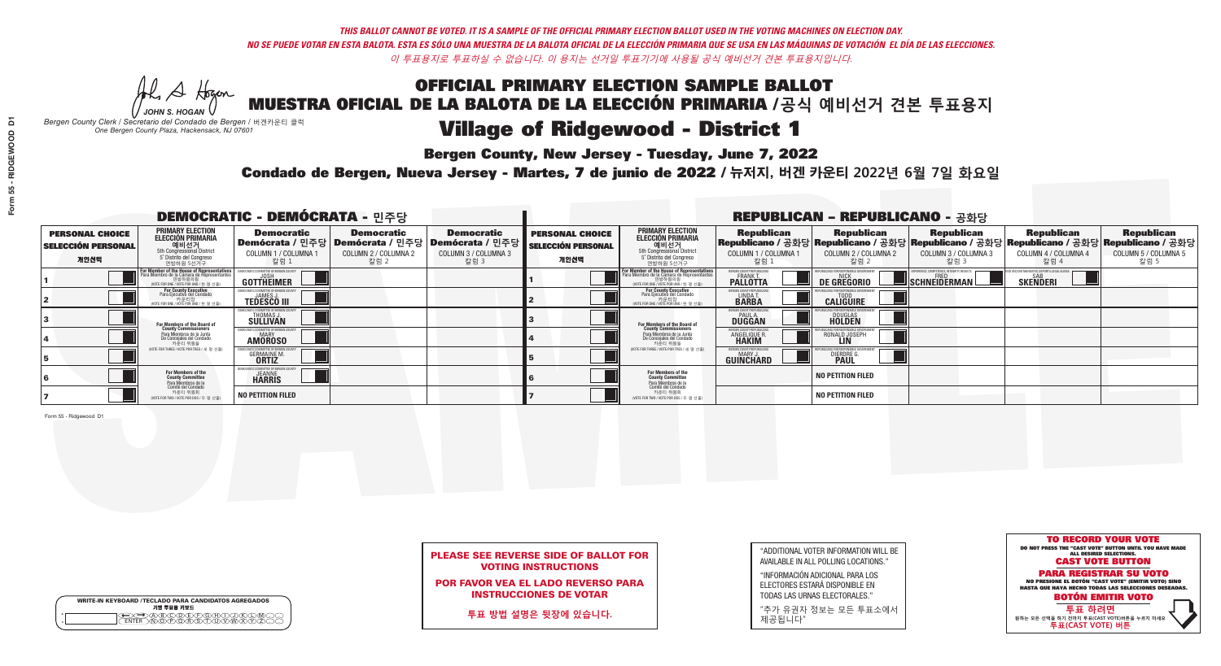*THIS BALLOT CANNOT BE VOTED. IT IS A SAMPLE OF THE OFFICIAL PRIMARY ELECTION BALLOT USED IN THE VOTING MACHINES ON ELECTION DAY.*
*NO SE PUEDE VOTAR EN ESTA BALOTA. ESTA ES SÓLO UNA MUESTRA DE LA BALOTA OFICIAL DE LA ELECCIÓN PRIMARIA QUE SE USA EN LAS MÁQUINAS DE VOTACIÓN EL DÍA DE LAS ELECCIONES.*
*이 투표용지로 투표하실 수 없습니다. 이 용지는 선거일 투표기기에 사용될 공식 예비선거 견본 투표용지입니다.*

JOHN S. HOGAN
*Bergen County Clerk / Secretario del Condado de Bergen / 버겐카운티 클럭*
*One Bergen County Plaza, Hackensack, NJ 07601*

# OFFICIAL PRIMARY ELECTION SAMPLE BALLOT
# MUESTRA OFICIAL DE LA BALOTA DE LA ELECCIÓN PRIMARIA /공식 예비선거 견본 투표용지
## Village of Ridgewood - District 1

**Bergen County, New Jersey - Tuesday, June 7, 2022**
**Condado de Bergen, Nueva Jersey - Martes, 7 de junio de 2022 / 뉴저지, 버겐 카운티 2022년 6월 7일 화요일**

## DEMOCRATIC - DEMÓCRATA - 민주당

| PERSONAL CHOICE / SELECCIÓN PERSONAL / 개인선택 | PRIMARY ELECTION / ELECCIÓN PRIMARIA / 예비선거 | Democratic / Demócrata / 민주당 COLUMN 1 / COLUMNA 1 / 칼럼 1 | Democratic / Demócrata / 민주당 COLUMN 2 / COLUMNA 2 / 칼럼 2 | Democratic / Demócrata / 민주당 COLUMN 3 / COLUMNA 3 / 칼럼 3 |
|---|---|---|---|---|
| 1 | For Member of the House of Representatives / Para Miembro de la Cámara de Representantes / 연방하원의원 (VOTE FOR ONE / VOTE POR UNO / 한 명 선출) | JOSH GOTTHEIMER | | |
| 2 | For County Executive / Para Ejecutivo del Condado / 카운티장 (VOTE FOR ONE / VOTE POR UNO / 한 명 선출) | JAMES J. TEDESCO III | | |
| 3 | For Members of the Board of County Commissioners / Para Miembros de la Junta De Concejales del Condado / 카운티 위원들 (VOTE FOR THREE / VOTE POR TRES / 세 명 선출) | THOMAS J. SULLIVAN | | |
| 4 | | MARY AMOROSO | | |
| 5 | | GERMAINE M. ORTIZ | | |
| 6 | For Members of the County Committee / Para Miembros de la Comité del Condado / 카운티 위원회 (VOTE FOR TWO / VOTE POR DOS / 두 명 선출) | JEANNE HARRIS | | |
| 7 | | NO PETITION FILED | | |

## REPUBLICAN - REPUBLICANO - 공화당

| PERSONAL CHOICE / SELECCIÓN PERSONAL / 개인선택 | PRIMARY ELECTION / ELECCIÓN PRIMARIA / 예비선거 | Republican / Republicano / 공화당 COLUMN 1 / COLUMNA 1 / 칼럼 1 | Republican / Republicano / 공화당 COLUMN 2 / COLUMNA 2 / 칼럼 2 | Republican / Republicano / 공화당 COLUMN 3 / COLUMNA 3 / 칼럼 3 | Republican / Republicano / 공화당 COLUMN 4 / COLUMNA 4 / 칼럼 4 | Republican / Republicano / 공화당 COLUMN 5 / COLUMNA 5 / 칼럼 5 |
|---|---|---|---|---|---|---|
| 1 | For Member of the House of Representatives / Para Miembro de la Cámara de Representantes / 연방하원의원 (VOTE FOR ONE / VOTE POR UNO / 한 명 선출) | FRANK T. PALLOTTA | NICK DE GREGORIO | FRED SCHNEIDERMAN | SAB SKENDERI | |
| 2 | For County Executive / Para Ejecutivo del Condado / 카운티장 (VOTE FOR ONE / VOTE POR UNO / 한 명 선출) | LINDA T. BARBA | TODD CALIGUIRE | | | |
| 3 | For Members of the Board of County Commissioners / Para Miembros de la Junta De Concejales del Condado / 카운티 위원들 (VOTE FOR THREE / VOTE POR TRES / 세 명 선출) | PAUL A. DUGGAN | DOUGLAS HOLDEN | | | |
| 4 | | ANGELIQUE R. HAKIM | RONALD JOSEPH LIN | | | |
| 5 | | MARY J. GUINCHARD | DIERDRE G. PAUL | | | |
| 6 | For Members of the County Committee / Para Miembros de la Comité del Condado / 카운티 위원회 (VOTE FOR TWO / VOTE POR DOS / 두 명 선출) | | NO PETITION FILED | | | |
| 7 | | | NO PETITION FILED | | | |

Form 55 - Ridgewood D1

**PLEASE SEE REVERSE SIDE OF BALLOT FOR VOTING INSTRUCTIONS**
**POR FAVOR VEA EL LADO REVERSO PARA INSTRUCCIONES DE VOTAR**
**투표 방법 설명은 뒷장에 있습니다.**

"ADDITIONAL VOTER INFORMATION WILL BE AVAILABLE IN ALL POLLING LOCATIONS."
"INFORMACIÓN ADICIONAL PARA LOS ELECTORES ESTARÁ DISPONIBLE EN TODAS LAS URNAS ELECTORALES."
"추가 유권자 정보는 모든 투표소에서 제공됩니다"

**TO RECORD YOUR VOTE**
DO NOT PRESS THE "CAST VOTE" BUTTON UNTIL YOU HAVE MADE ALL DESIRED SELECTIONS.
**CAST VOTE BUTTON**
**PARA REGISTRAR SU VOTO**
NO PRESIONE EL BOTÓN "CAST VOTE" (EMITIR VOTO) SINO HASTA QUE HAYA HECHO TODAS LAS SELECCIONES DESEADAS.
**BOTÓN EMITIR VOTO**
**투표 하려면**
원하는 모든 선택을 하기 전까지 투표(CAST VOTE) 버튼을 누르지 마세요.
**투표(CAST VOTE) 버튼**

WRITE-IN KEYBOARD /TECLADO PARA CANDIDATOS AGREGADOS
기명 투표용 키보드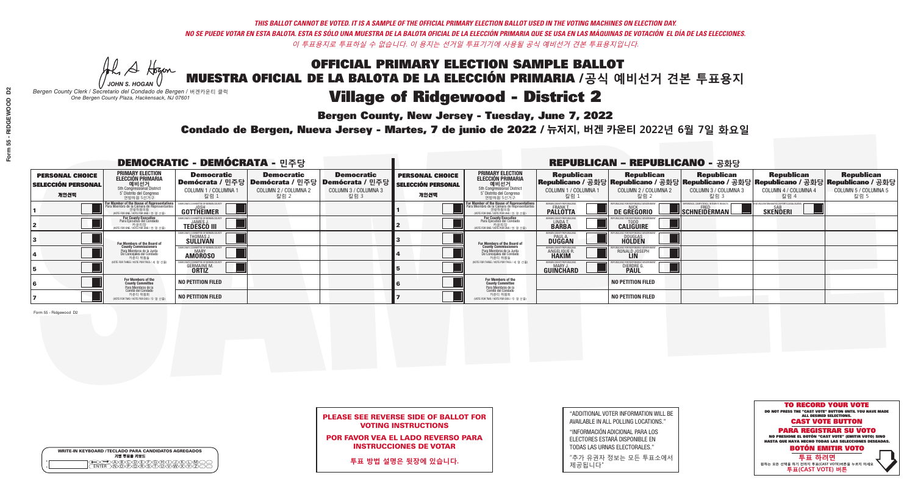*THIS BALLOT CANNOT BE VOTED. IT IS A SAMPLE OF THE OFFICIAL PRIMARY ELECTION BALLOT USED IN THE VOTING MACHINES ON ELECTION DAY.*
*NO SE PUEDE VOTAR EN ESTA BALOTA. ESTA ES SÓLO UNA MUESTRA DE LA BALOTA OFICIAL DE LA ELECCIÓN PRIMARIA QUE SE USA EN LAS MÁQUINAS DE VOTACIÓN EL DÍA DE LAS ELECCIONES.*
*이 투표용지로 투표하실 수 없습니다. 이 용지는 선거일 투표기기에 사용될 공식 예비선거 견본 투표용지입니다.*

JOHN S. HOGAN
*Bergen County Clerk / Secretario del Condado de Bergen / 버겐카운티 클럭*
*One Bergen County Plaza, Hackensack, NJ 07601*

# OFFICIAL PRIMARY ELECTION SAMPLE BALLOT
# MUESTRA OFICIAL DE LA BALOTA DE LA ELECCIÓN PRIMARIA /공식 예비선거 견본 투표용지

## Village of Ridgewood - District 2

**Bergen County, New Jersey - Tuesday, June 7, 2022**

**Condado de Bergen, Nueva Jersey - Martes, 7 de junio de 2022 / 뉴저지, 버겐 카운티 2022년 6월 7일 화요일**

### DEMOCRATIC - DEMÓCRATA - 민주당

| PERSONAL CHOICE / SELECCIÓN PERSONAL / 개인선택 | PRIMARY ELECTION / ELECCIÓN PRIMARIA / 예비선거 / 5th Congressional District / 5° Distrito del Congreso / 연방하원 5선거구 | Democratic / Demócrata / 민주당 COLUMN 1 / COLUMNA 1 / 칼럼 1 | Democratic / Demócrata / 민주당 COLUMN 2 / COLUMNA 2 / 칼럼 2 | Democratic / Demócrata / 민주당 COLUMN 3 / COLUMNA 3 / 칼럼 3 |
|---|---|---|---|---|
| 1 | For Member of the House of Representatives / Para Miembro de la Cámara de Representantes / 연방하원의원 (VOTE FOR ONE / VOTE POR UNO / 한 명 선출) | JOSH GOTTHEIMER | | |
| 2 | For County Executive / Para Ejecutivo del Condado / 카운티장 (VOTE FOR ONE / VOTE POR UNO / 한 명 선출) | JAMES J. TEDESCO III | | |
| 3 | For Members of the Board of County Commissioners / Para Miembros de la Junta De Concejales del Condado / 카운티 위원들 (VOTE FOR THREE / VOTE POR TRES / 세 명 선출) | THOMAS J. SULLIVAN | | |
| 4 | | MARY AMOROSO | | |
| 5 | | GERMAINE M. ORTIZ | | |
| 6 | For Members of the County Committee / Para Miembros de la Comité del Condado / 카운티 위원회 (VOTE FOR TWO / VOTE POR DOS / 두 명 선출) | NO PETITION FILED | | |
| 7 | | NO PETITION FILED | | |

### REPUBLICAN - REPUBLICANO - 공화당

| PERSONAL CHOICE / SELECCIÓN PERSONAL / 개인선택 | PRIMARY ELECTION / ELECCIÓN PRIMARIA / 예비선거 / 5th Congressional District / 5° Distrito del Congreso / 연방하원 5선거구 | Republican / Republicano / 공화당 COLUMN 1 / COLUMNA 1 / 칼럼 1 | Republican / Republicano / 공화당 COLUMN 2 / COLUMNA 2 / 칼럼 2 | Republican / Republicano / 공화당 COLUMN 3 / COLUMNA 3 / 칼럼 3 | Republican / Republicano / 공화당 COLUMN 4 / COLUMNA 4 / 칼럼 4 | Republican / Republicano / 공화당 COLUMN 5 / COLUMNA 5 / 칼럼 5 |
|---|---|---|---|---|---|---|
| 1 | For Member of the House of Representatives / Para Miembro de la Cámara de Representantes / 연방하원의원 (VOTE FOR ONE / VOTE POR UNO / 한 명 선출) | FRANK T. PALLOTTA | NICK DE GREGORIO | FRED SCHNEIDERMAN | SAB SKENDERI | |
| 2 | For County Executive / Para Ejecutivo del Condado / 카운티장 (VOTE FOR ONE / VOTE POR UNO / 한 명 선출) | LINDA T. BARBA | TODD CALIGUIRE | | | |
| 3 | For Members of the Board of County Commissioners / Para Miembros de la Junta De Concejales del Condado / 카운티 위원들 (VOTE FOR THREE / VOTE POR TRES / 세 명 선출) | PAUL A. DUGGAN | DOUGLAS HOLDEN | | | |
| 4 | | ANGELIQUE R. HAKIM | RONALD JOSEPH LIN | | | |
| 5 | | MARY J. GUINCHARD | DIERDRE G. PAUL | | | |
| 6 | For Members of the County Committee / Para Miembros de la Comité del Condado / 카운티 위원회 (VOTE FOR TWO / VOTE POR DOS / 두 명 선출) | | NO PETITION FILED | | | |
| 7 | | | NO PETITION FILED | | | |

Form 55 - Ridgewood D2

**PLEASE SEE REVERSE SIDE OF BALLOT FOR VOTING INSTRUCTIONS**

**POR FAVOR VEA EL LADO REVERSO PARA INSTRUCCIONES DE VOTAR**

**투표 방법 설명은 뒷장에 있습니다.**

"ADDITIONAL VOTER INFORMATION WILL BE AVAILABLE IN ALL POLLING LOCATIONS."

"INFORMACIÓN ADICIONAL PARA LOS ELECTORES ESTARÁ DISPONIBLE EN TODAS LAS URNAS ELECTORALES."

"추가 유권자 정보는 모든 투표소에서 제공됩니다"

WRITE-IN KEYBOARD /TECLADO PARA CANDIDATOS AGREGADOS
기명 투표용 키보드

**TO RECORD YOUR VOTE**
DO NOT PRESS THE "CAST VOTE" BUTTON UNTIL YOU HAVE MADE ALL DESIRED SELECTIONS.
**CAST VOTE BUTTON**

**PARA REGISTRAR SU VOTO**
NO PRESIONE EL BOTÓN "CAST VOTE" (EMITIR VOTO) SINO HASTA QUE HAYA HECHO TODAS LAS SELECCIONES DESEADAS.
**BOTÓN EMITIR VOTO**

**투표 하려면**
원하는 모든 선택을 하기 전까지 투표(CAST VOTE)버튼을 누르지 마세요.
**투표(CAST VOTE) 버튼**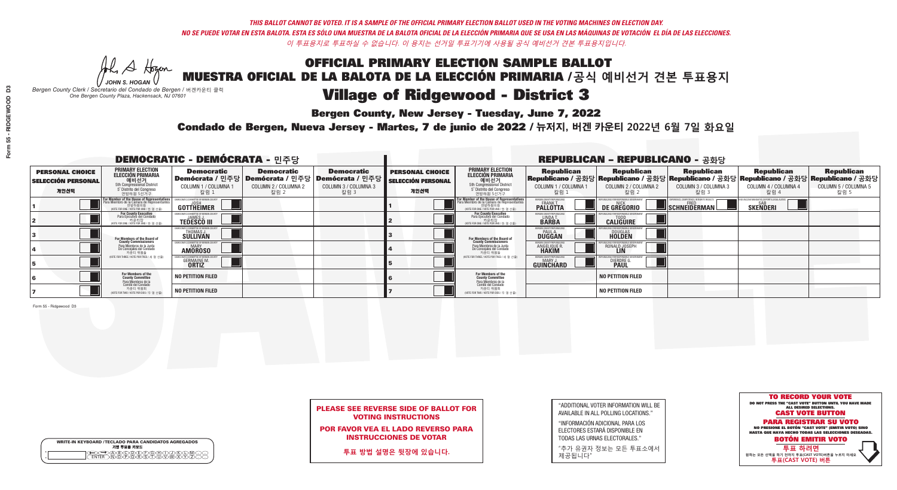*THIS BALLOT CANNOT BE VOTED. IT IS A SAMPLE OF THE OFFICIAL PRIMARY ELECTION BALLOT USED IN THE VOTING MACHINES ON ELECTION DAY.*
*NO SE PUEDE VOTAR EN ESTA BALOTA. ESTA ES SÓLO UNA MUESTRA DE LA BALOTA OFICIAL DE LA ELECCIÓN PRIMARIA QUE SE USA EN LAS MÁQUINAS DE VOTACIÓN EL DÍA DE LAS ELECCIONES.*
*이 투표용지로 투표하실 수 없습니다. 이 용지는 선거일 투표기기에 사용될 공식 예비선거 견본 투표용지입니다.*

JOHN S. HOGAN
*Bergen County Clerk / Secretario del Condado de Bergen / 버겐카운티 클럭*
*One Bergen County Plaza, Hackensack, NJ 07601*

# OFFICIAL PRIMARY ELECTION SAMPLE BALLOT
# MUESTRA OFICIAL DE LA BALOTA DE LA ELECCIÓN PRIMARIA /공식 예비선거 견본 투표용지

## Village of Ridgewood - District 3

**Bergen County, New Jersey - Tuesday, June 7, 2022**

**Condado de Bergen, Nueva Jersey - Martes, 7 de junio de 2022 / 뉴저지, 버겐 카운티 2022년 6월 7일 화요일**

### DEMOCRATIC - DEMÓCRATA - 민주당

| PERSONAL CHOICE / SELECCIÓN PERSONAL / 개인선택 | PRIMARY ELECTION / ELECCIÓN PRIMARIA / 예비선거 | Democratic / Demócrata / 민주당 COLUMN 1 / COLUMNA 1 / 칼럼 1 | Democratic / Demócrata / 민주당 COLUMN 2 / COLUMNA 2 / 칼럼 2 | Democratic / Demócrata / 민주당 COLUMN 3 / COLUMNA 3 / 칼럼 3 |
|---|---|---|---|---|
| 1 | For Member of the House of Representatives / Para Miembro de la Cámara de Representantes / 연방하원의원 (5th Congressional District / 5° Distrito del Congreso / 연방하원 5선거구) (VOTE FOR ONE / VOTE POR UNO / 한 명 선출) | JOSH GOTTHEIMER | | |
| 2 | For County Executive / Para Ejecutivo del Condado / 카운티장 (VOTE FOR ONE / VOTE POR UNO / 한 명 선출) | JAMES J. TEDESCO III | | |
| 3 | For Members of the Board of County Commissioners / Para Miembros de la Junta De Concejales del Condado / 카운티 위원들 (VOTE FOR THREE / VOTE POR TRES / 세 명 선출) | THOMAS J. SULLIVAN | | |
| 4 | | MARY AMOROSO | | |
| 5 | | GERMAINE M. ORTIZ | | |
| 6 | For Members of the County Committee / Para Miembros de la Comité del Condado / 카운티 위원회 (VOTE FOR TWO / VOTE POR DOS / 두 명 선출) | NO PETITION FILED | | |
| 7 | | NO PETITION FILED | | |

### REPUBLICAN - REPUBLICANO - 공화당

| PERSONAL CHOICE / SELECCIÓN PERSONAL / 개인선택 | PRIMARY ELECTION / ELECCIÓN PRIMARIA / 예비선거 | Republican / Republicano / 공화당 COLUMN 1 / COLUMNA 1 / 칼럼 1 | Republican / Republicano / 공화당 COLUMN 2 / COLUMNA 2 / 칼럼 2 | Republican / Republicano / 공화당 COLUMN 3 / COLUMNA 3 / 칼럼 3 | Republican / Republicano / 공화당 COLUMN 4 / COLUMNA 4 / 칼럼 4 | Republican / Republicano / 공화당 COLUMN 5 / COLUMNA 5 / 칼럼 5 |
|---|---|---|---|---|---|---|
| 1 | For Member of the House of Representatives / Para Miembro de la Cámara de Representantes / 연방하원의원 (5th Congressional District / 5° Distrito del Congreso / 연방하원 5선거구) (VOTE FOR ONE / VOTE POR UNO / 한 명 선출) | FRANK T. PALLOTTA | NICK DE GREGORIO | FRED SCHNEIDERMAN | SAB SKENDERI | |
| 2 | For County Executive / Para Ejecutivo del Condado / 카운티장 (VOTE FOR ONE / VOTE POR UNO / 한 명 선출) | LINDA T. BARBA | TODD CALIGUIRE | | | |
| 3 | For Members of the Board of County Commissioners / Para Miembros de la Junta De Concejales del Condado / 카운티 위원들 (VOTE FOR THREE / VOTE POR TRES / 세 명 선출) | PAUL A. DUGGAN | DOUGLAS HOLDEN | | | |
| 4 | | ANGELIQUE R. HAKIM | RONALD JOSEPH LIN | | | |
| 5 | | MARY J. GUINCHARD | DIERDRE G. PAUL | | | |
| 6 | For Members of the County Committee / Para Miembros de la Comité del Condado / 카운티 위원회 (VOTE FOR TWO / VOTE POR DOS / 두 명 선출) | | NO PETITION FILED | | | |
| 7 | | | NO PETITION FILED | | | |

Form 55 - Ridgewood D3

**PLEASE SEE REVERSE SIDE OF BALLOT FOR VOTING INSTRUCTIONS**

**POR FAVOR VEA EL LADO REVERSO PARA INSTRUCCIONES DE VOTAR**

**투표 방법 설명은 뒷장에 있습니다.**

"ADDITIONAL VOTER INFORMATION WILL BE AVAILABLE IN ALL POLLING LOCATIONS."

"INFORMACIÓN ADICIONAL PARA LOS ELECTORES ESTARÁ DISPONIBLE EN TODAS LAS URNAS ELECTORALES."

"추가 유권자 정보는 모든 투표소에서 제공됩니다"

WRITE-IN KEYBOARD /TECLADO PARA CANDIDATOS AGREGADOS
기명 투표용 키보드

**TO RECORD YOUR VOTE**
DO NOT PRESS THE "CAST VOTE" BUTTON UNTIL YOU HAVE MADE ALL DESIRED SELECTIONS.
**CAST VOTE BUTTON**

**PARA REGISTRAR SU VOTO**
NO PRESIONE EL BOTÓN "CAST VOTE" (EMITIR VOTO) SINO HASTA QUE HAYA HECHO TODAS LAS SELECCIONES DESEADAS.
**BOTÓN EMITIR VOTO**

**투표 하려면**
원하는 모든 선택을 하기 전까지 투표(CAST VOTE)버튼을 누르지 마세요
**투표(CAST VOTE) 버튼**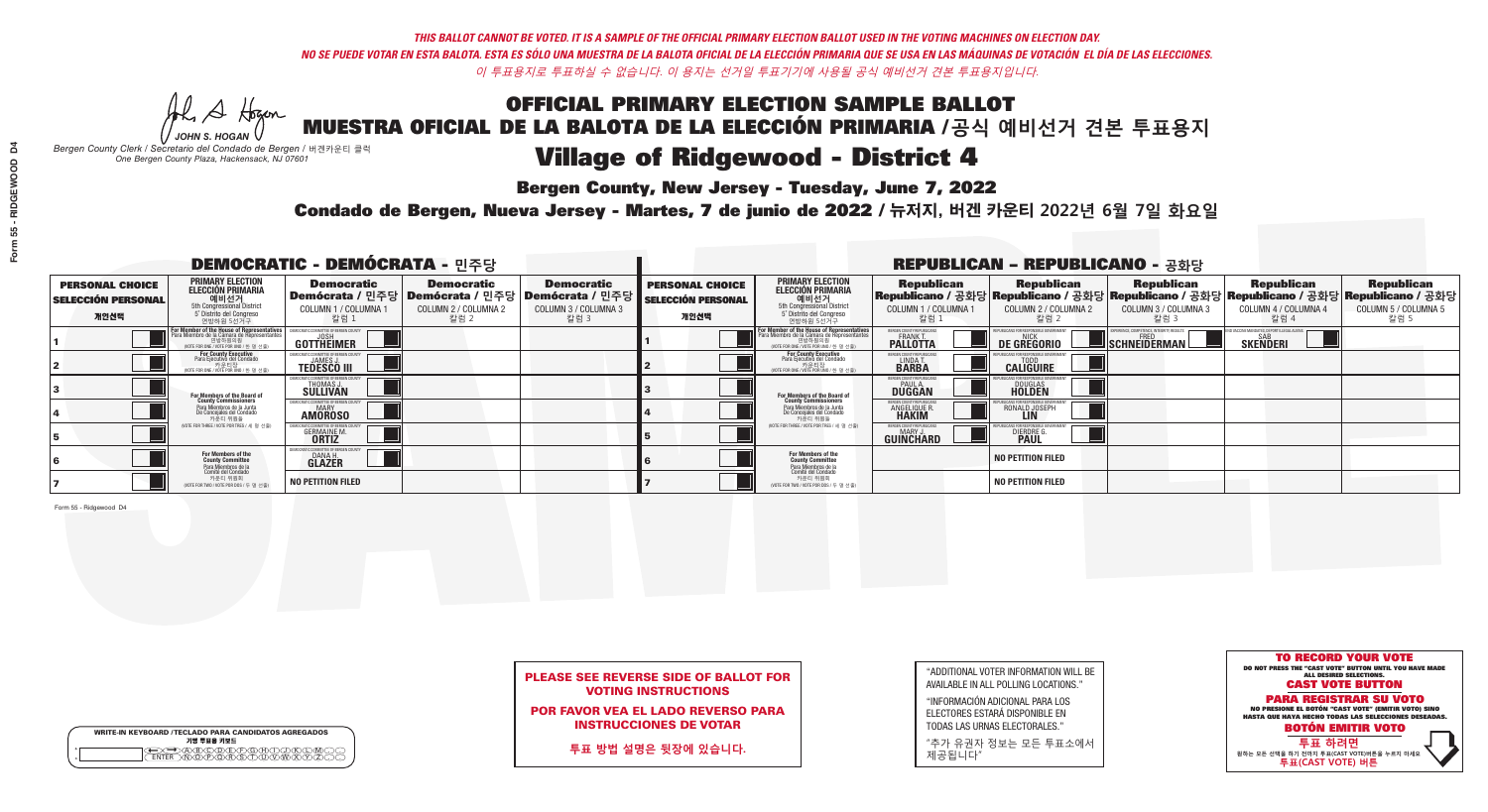THIS BALLOT CANNOT BE VOTED. IT IS A SAMPLE OF THE OFFICIAL PRIMARY ELECTION BALLOT USED IN THE VOTING MACHINES ON ELECTION DAY.
NO SE PUEDE VOTAR EN ESTA BALOTA. ESTA ES SÓLO UNA MUESTRA DE LA BALOTA OFICIAL DE LA ELECCIÓN PRIMARIA QUE SE USA EN LAS MÁQUINAS DE VOTACIÓN EL DÍA DE LAS ELECCIONES.
이 투표용지로 투표하실 수 없습니다. 이 용지는 선거일 투표기기에 사용될 공식 예비선거 견본 투표용지입니다.

JOHN S. HOGAN
Bergen County Clerk / Secretario del Condado de Bergen / 버겐카운티 클럭
One Bergen County Plaza, Hackensack, NJ 07601

# OFFICIAL PRIMARY ELECTION SAMPLE BALLOT
# MUESTRA OFICIAL DE LA BALOTA DE LA ELECCIÓN PRIMARIA / 공식 예비선거 견본 투표용지
# Village of Ridgewood - District 4

**Bergen County, New Jersey - Tuesday, June 7, 2022**

**Condado de Bergen, Nueva Jersey - Martes, 7 de junio de 2022 / 뉴저지, 버겐 카운티 2022년 6월 7일 화요일**

## DEMOCRATIC - DEMÓCRATA - 민주당

| PERSONAL CHOICE / SELECCIÓN PERSONAL / 개인선택 | PRIMARY ELECTION / ELECCIÓN PRIMARIA / 예비선거 | Democratic / Demócrata / 민주당 COLUMN 1 / COLUMNA 1 / 칼럼 1 | Democratic / Demócrata / 민주당 COLUMN 2 / COLUMNA 2 / 칼럼 2 | Democratic / Demócrata / 민주당 COLUMN 3 / COLUMNA 3 / 칼럼 3 |
|---|---|---|---|---|
| 1 | For Member of the House of Representatives / Para Miembro de la Cámara de Representantes / 연방하원의원 (5th Congressional District) (VOTE FOR ONE / VOTE POR UNO / 한 명 선출) | JOSH GOTTHEIMER | | |
| 2 | For County Executive / Para Ejecutivo del Condado / 카운티장 (VOTE FOR ONE / VOTE POR UNO / 한 명 선출) | JAMES J. TEDESCO III | | |
| 3 | For Members of the Board of County Commissioners / Para Miembros de la Junta De Concejales del Condado / 카운티 위원들 (VOTE FOR THREE / VOTE POR TRES / 세 명 선출) | THOMAS J. SULLIVAN | | |
| 4 | | MARY AMOROSO | | |
| 5 | | GERMAINE M. ORTIZ | | |
| 6 | For Members of the County Committee / Para Miembros de la Comité del Condado / 카운티 위원회 (VOTE FOR TWO / VOTE POR DOS / 두 명 선출) | DANA H. GLAZER | | |
| 7 | | NO PETITION FILED | | |

## REPUBLICAN - REPUBLICANO - 공화당

| PERSONAL CHOICE / SELECCIÓN PERSONAL / 개인선택 | PRIMARY ELECTION / ELECCIÓN PRIMARIA / 예비선거 | Republican / Republicano / 공화당 COLUMN 1 / COLUMNA 1 / 칼럼 1 | Republican / Republicano / 공화당 COLUMN 2 / COLUMNA 2 / 칼럼 2 | Republican / Republicano / 공화당 COLUMN 3 / COLUMNA 3 / 칼럼 3 | Republican / Republicano / 공화당 COLUMN 4 / COLUMNA 4 / 칼럼 4 | Republican / Republicano / 공화당 COLUMN 5 / COLUMNA 5 / 칼럼 5 |
|---|---|---|---|---|---|---|
| 1 | For Member of the House of Representatives / Para Miembro de la Cámara de Representantes / 연방하원의원 (5th Congressional District) (VOTE FOR ONE / VOTE POR UNO / 한 명 선출) | FRANK T. PALLOTTA | NICK DE GREGORIO | FRED SCHNEIDERMAN | SAB SKENDERI | |
| 2 | For County Executive / Para Ejecutivo del Condado / 카운티장 (VOTE FOR ONE / VOTE POR UNO / 한 명 선출) | LINDA T. BARBA | TODD CALIGUIRE | | | |
| 3 | For Members of the Board of County Commissioners / Para Miembros de la Junta De Concejales del Condado / 카운티 위원들 (VOTE FOR THREE / VOTE POR TRES / 세 명 선출) | PAUL A. DUGGAN | DOUGLAS HOLDEN | | | |
| 4 | | ANGELIQUE R. HAKIM | RONALD JOSEPH LIN | | | |
| 5 | | MARY J. GUINCHARD | DIERDRE G. PAUL | | | |
| 6 | For Members of the County Committee / Para Miembros de la Comité del Condado / 카운티 위원회 (VOTE FOR TWO / VOTE POR DOS / 두 명 선출) | | NO PETITION FILED | | | |
| 7 | | | NO PETITION FILED | | | |

Form 55 - Ridgewood D4

WRITE-IN KEYBOARD / TECLADO PARA CANDIDATOS AGREGADOS / 기명 투표용 키보드

**PLEASE SEE REVERSE SIDE OF BALLOT FOR VOTING INSTRUCTIONS**

**POR FAVOR VEA EL LADO REVERSO PARA INSTRUCCIONES DE VOTAR**

**투표 방법 설명은 뒷장에 있습니다.**

"ADDITIONAL VOTER INFORMATION WILL BE AVAILABLE IN ALL POLLING LOCATIONS."

"INFORMACIÓN ADICIONAL PARA LOS ELECTORES ESTARÁ DISPONIBLE EN TODAS LAS URNAS ELECTORALES."

"추가 유권자 정보는 모든 투표소에서 제공됩니다"

**TO RECORD YOUR VOTE**
DO NOT PRESS THE "CAST VOTE" BUTTON UNTIL YOU HAVE MADE ALL DESIRED SELECTIONS.
**CAST VOTE BUTTON**

**PARA REGISTRAR SU VOTO**
NO PRESIONE EL BOTÓN "CAST VOTE" (EMITIR VOTO) SINO HASTA QUE HAYA HECHO TODAS LAS SELECCIONES DESEADAS.
**BOTÓN EMITIR VOTO**

**투표 하려면**
원하는 모든 선택을 하기 전까지 투표(CAST VOTE)버튼을 누르지 마세요
**투표(CAST VOTE) 버튼**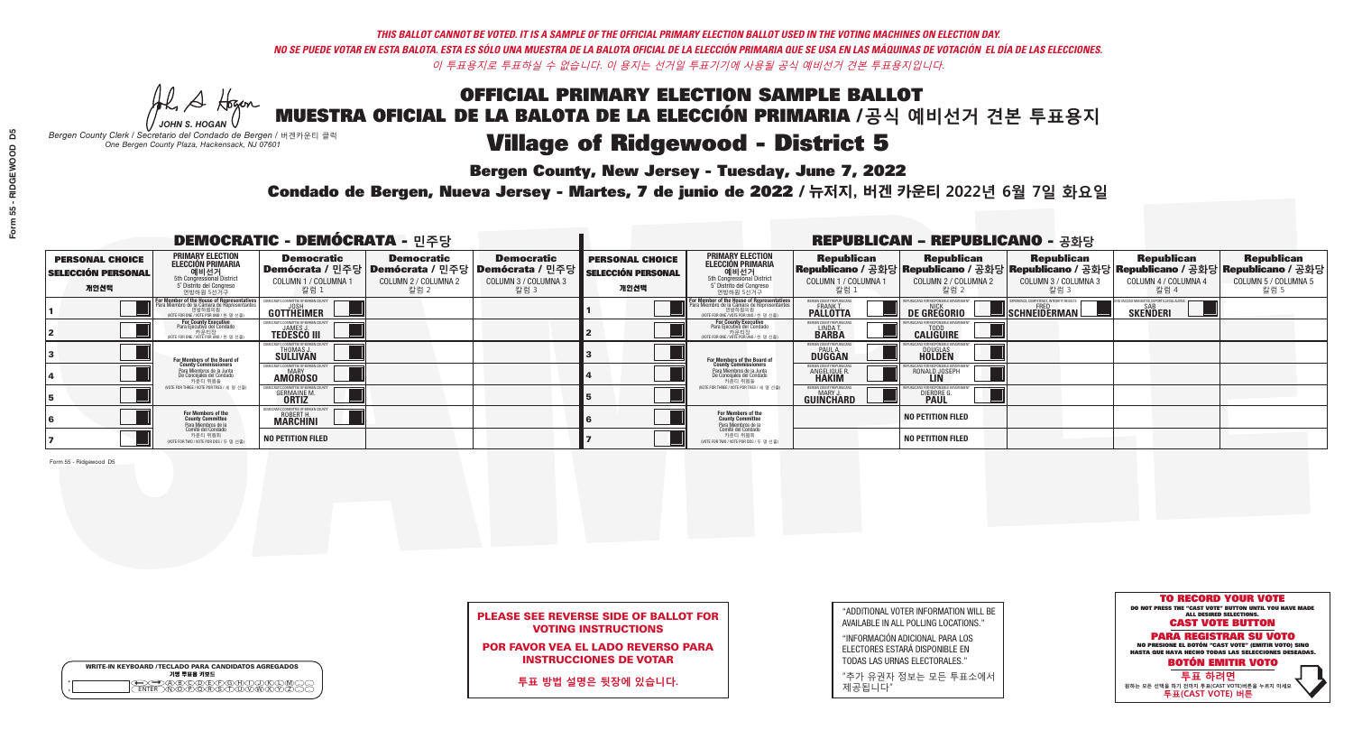THIS BALLOT CANNOT BE VOTED. IT IS A SAMPLE OF THE OFFICIAL PRIMARY ELECTION BALLOT USED IN THE VOTING MACHINES ON ELECTION DAY.
NO SE PUEDE VOTAR EN ESTA BALOTA. ESTA ES SÓLO UNA MUESTRA DE LA BALOTA OFICIAL DE LA ELECCIÓN PRIMARIA QUE SE USA EN LAS MÁQUINAS DE VOTACIÓN EL DÍA DE LAS ELECCIONES.
이 투표용지로 투표하실 수 없습니다. 이 용지는 선거일 투표기기에 사용될 공식 예비선거 견본 투표용지입니다.

JOHN S. HOGAN
Bergen County Clerk / Secretario del Condado de Bergen / 버겐카운티 클럭
One Bergen County Plaza, Hackensack, NJ 07601

# OFFICIAL PRIMARY ELECTION SAMPLE BALLOT
# MUESTRA OFICIAL DE LA BALOTA DE LA ELECCIÓN PRIMARIA /공식 예비선거 견본 투표용지

## Village of Ridgewood - District 5

**Bergen County, New Jersey - Tuesday, June 7, 2022**

**Condado de Bergen, Nueva Jersey - Martes, 7 de junio de 2022 / 뉴저지, 버겐 카운티 2022년 6월 7일 화요일**

### DEMOCRATIC - DEMÓCRATA - 민주당

| PERSONAL CHOICE / SELECCIÓN PERSONAL / 개인선택 | PRIMARY ELECTION / ELECCIÓN PRIMARIA / 예비선거 | Democratic / Demócrata / 민주당 COLUMN 1 / COLUMNA 1 / 칼럼 1 | Democratic / Demócrata / 민주당 COLUMN 2 / COLUMNA 2 / 칼럼 2 | Democratic / Demócrata / 민주당 COLUMN 3 / COLUMNA 3 / 칼럼 3 |
|---|---|---|---|---|
| 1 | For Member of the House of Representatives / Para Miembro de la Cámara de Representantes / 연방하원의원 5th Congressional District / 5° Distrito del Congreso / 연방하원 5선거구 (VOTE FOR ONE / VOTE POR UNO / 한 명 선출) | JOSH GOTTHEIMER | | |
| 2 | For County Executive / Para Ejecutivo del Condado / 카운티장 (VOTE FOR ONE / VOTE POR UNO / 한 명 선출) | JAMES J. TEDESCO III | | |
| 3 | For Members of the Board of County Commissioners / Para Miembros de la Junta De Concejales del Condado / 카운티 위원들 (VOTE FOR THREE / VOTE POR TRES / 세 명 선출) | THOMAS J. SULLIVAN | | |
| 4 | | MARY AMOROSO | | |
| 5 | | GERMAINE M. ORTIZ | | |
| 6 | For Members of the County Committee / Para Miembros de la Comité del Condado / 카운티 위원회 (VOTE FOR TWO / VOTE POR DOS / 두 명 선출) | ROBERT H. MARCHINI | | |
| 7 | | NO PETITION FILED | | |

### REPUBLICAN - REPUBLICANO - 공화당

| PERSONAL CHOICE / SELECCIÓN PERSONAL / 개인선택 | PRIMARY ELECTION / ELECCIÓN PRIMARIA / 예비선거 | Republican / Republicano / 공화당 COLUMN 1 / COLUMNA 1 / 칼럼 1 | Republican / Republicano / 공화당 COLUMN 2 / COLUMNA 2 / 칼럼 2 | Republican / Republicano / 공화당 COLUMN 3 / COLUMNA 3 / 칼럼 3 | Republican / Republicano / 공화당 COLUMN 4 / COLUMNA 4 / 칼럼 4 | Republican / Republicano / 공화당 COLUMN 5 / COLUMNA 5 / 칼럼 5 |
|---|---|---|---|---|---|---|
| 1 | For Member of the House of Representatives / Para Miembro de la Cámara de Representantes / 연방하원의원 5th Congressional District / 5° Distrito del Congreso / 연방하원 5선거구 (VOTE FOR ONE / VOTE POR UNO / 한 명 선출) | FRANK T. PALLOTTA | NICK DE GREGORIO | FRED SCHNEIDERMAN | SAB SKENDERI | |
| 2 | For County Executive / Para Ejecutivo del Condado / 카운티장 (VOTE FOR ONE / VOTE POR UNO / 한 명 선출) | LINDA T. BARBA | TODD CALIGUIRE | | | |
| 3 | For Members of the Board of County Commissioners / Para Miembros de la Junta De Concejales del Condado / 카운티 위원들 (VOTE FOR THREE / VOTE POR TRES / 세 명 선출) | PAUL A. DUGGAN | DOUGLAS HOLDEN | | | |
| 4 | | ANGELIQUE R. HAKIM | RONALD JOSEPH LIN | | | |
| 5 | | MARY J. GUINCHARD | DIERDRE G. PAUL | | | |
| 6 | For Members of the County Committee / Para Miembros de la Comité del Condado / 카운티 위원회 (VOTE FOR TWO / VOTE POR DOS / 두 명 선출) | | NO PETITION FILED | | | |
| 7 | | | NO PETITION FILED | | | |

Form 55 - Ridgewood D5

**PLEASE SEE REVERSE SIDE OF BALLOT FOR VOTING INSTRUCTIONS**

**POR FAVOR VEA EL LADO REVERSO PARA INSTRUCCIONES DE VOTAR**

**투표 방법 설명은 뒷장에 있습니다.**

"ADDITIONAL VOTER INFORMATION WILL BE AVAILABLE IN ALL POLLING LOCATIONS."

"INFORMACIÓN ADICIONAL PARA LOS ELECTORES ESTARÁ DISPONIBLE EN TODAS LAS URNAS ELECTORALES."

"추가 유권자 정보는 모든 투표소에서 제공됩니다"

**TO RECORD YOUR VOTE**
DO NOT PRESS THE "CAST VOTE" BUTTON UNTIL YOU HAVE MADE ALL DESIRED SELECTIONS.
**CAST VOTE BUTTON**

**PARA REGISTRAR SU VOTO**
NO PRESIONE EL BOTÓN "CAST VOTE" (EMITIR VOTO) SINO HASTA QUE HAYA HECHO TODAS LAS SELECCIONES DESEADAS.
**BOTÓN EMITIR VOTO**

**투표 하려면**
원하는 모든 선택을 하기 전까지 투표(CAST VOTE)버튼을 누르지 마세요
**투표(CAST VOTE) 버튼**

WRITE-IN KEYBOARD /TECLADO PARA CANDIDATOS AGREGADOS
기명 투표용 키보드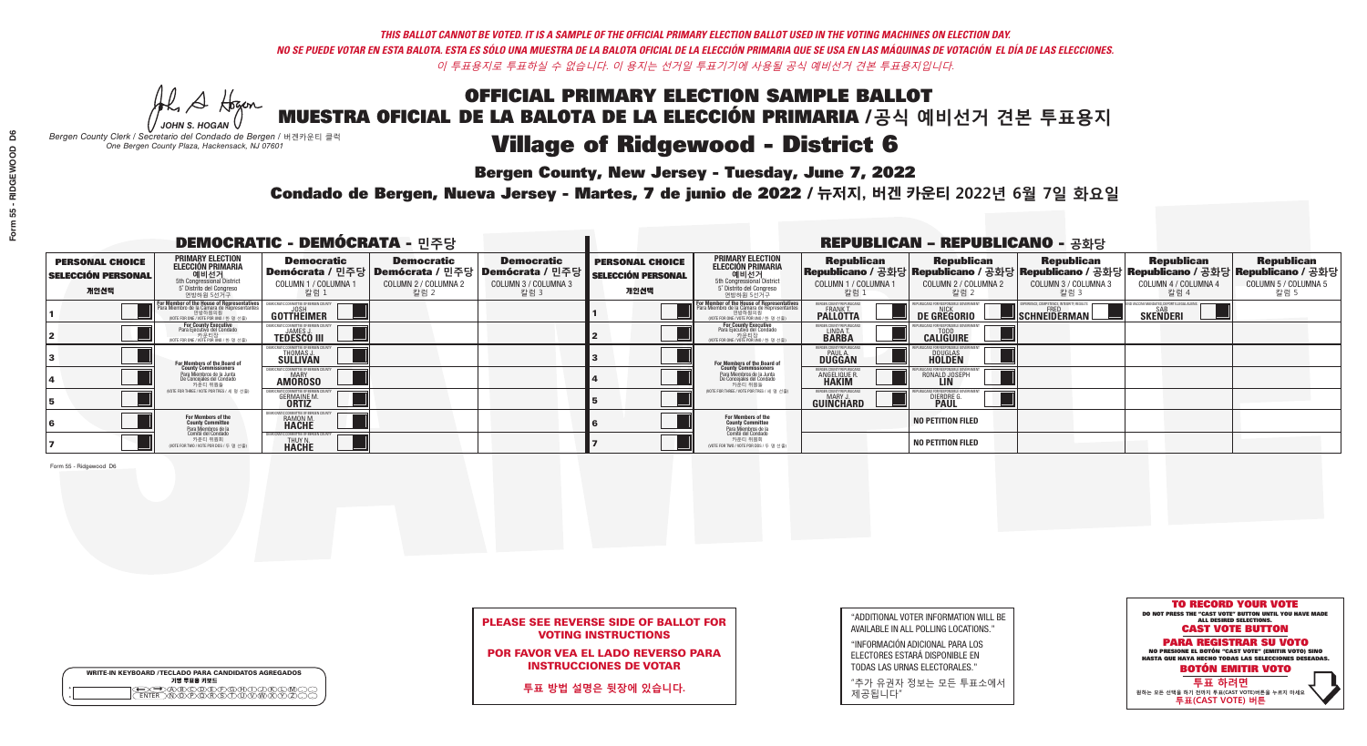*THIS BALLOT CANNOT BE VOTED. IT IS A SAMPLE OF THE OFFICIAL PRIMARY ELECTION BALLOT USED IN THE VOTING MACHINES ON ELECTION DAY.*
*NO SE PUEDE VOTAR EN ESTA BALOTA. ESTA ES SÓLO UNA MUESTRA DE LA BALOTA OFICIAL DE LA ELECCIÓN PRIMARIA QUE SE USA EN LAS MÁQUINAS DE VOTACIÓN EL DÍA DE LAS ELECCIONES.*
*이 투표용지로 투표하실 수 없습니다. 이 용지는 선거일 투표기기에 사용될 공식 예비선거 견본 투표용지입니다.*

JOHN S. HOGAN
*Bergen County Clerk / Secretario del Condado de Bergen / 버겐카운티 클럭*
*One Bergen County Plaza, Hackensack, NJ 07601*

# OFFICIAL PRIMARY ELECTION SAMPLE BALLOT
# MUESTRA OFICIAL DE LA BALOTA DE LA ELECCIÓN PRIMARIA /공식 예비선거 견본 투표용지

## Village of Ridgewood - District 6

**Bergen County, New Jersey - Tuesday, June 7, 2022**

**Condado de Bergen, Nueva Jersey - Martes, 7 de junio de 2022 / 뉴저지, 버겐 카운티 2022년 6월 7일 화요일**

### DEMOCRATIC - DEMÓCRATA - 민주당

| PERSONAL CHOICE / SELECCIÓN PERSONAL / 개인선택 | PRIMARY ELECTION / ELECCIÓN PRIMARIA / 예비선거 | Democratic / Demócrata / 민주당 COLUMN 1 / COLUMNA 1 / 칼럼 1 | Democratic / Demócrata / 민주당 COLUMN 2 / COLUMNA 2 / 칼럼 2 | Democratic / Demócrata / 민주당 COLUMN 3 / COLUMNA 3 / 칼럼 3 |
|---|---|---|---|---|
| 1 | For Member of the House of Representatives / Para Miembro de la Cámara de Representantes / 연방하원의원 (5th Congressional District) (VOTE FOR ONE / VOTE POR UNO / 한 명 선출) | JOSH GOTTHEIMER | | |
| 2 | For County Executive / Para Ejecutivo del Condado / 카운티장 (VOTE FOR ONE / VOTE POR UNO / 한 명 선출) | JAMES J. TEDESCO III | | |
| 3 | For Members of the Board of County Commissioners / Para Miembros de la Junta De Concejales del Condado / 카운티 위원들 (VOTE FOR THREE / VOTE POR TRES / 세 명 선출) | THOMAS J. SULLIVAN | | |
| 4 | | MARY AMOROSO | | |
| 5 | | GERMAINE M. ORTIZ | | |
| 6 | For Members of the County Committee / Para Miembros de la Comité del Condado / 카운티 위원회 (VOTE FOR TWO / VOTE POR DOS / 두 명 선출) | RAMON M. HACHE | | |
| 7 | | THUY N. HACHE | | |

### REPUBLICAN - REPUBLICANO - 공화당

| PERSONAL CHOICE / SELECCIÓN PERSONAL / 개인선택 | PRIMARY ELECTION / ELECCIÓN PRIMARIA / 예비선거 | Republican / Republicano / 공화당 COLUMN 1 / COLUMNA 1 / 칼럼 1 | Republican / Republicano / 공화당 COLUMN 2 / COLUMNA 2 / 칼럼 2 | Republican / Republicano / 공화당 COLUMN 3 / COLUMNA 3 / 칼럼 3 | Republican / Republicano / 공화당 COLUMN 4 / COLUMNA 4 / 칼럼 4 | Republican / Republicano / 공화당 COLUMN 5 / COLUMNA 5 / 칼럼 5 |
|---|---|---|---|---|---|---|
| 1 | For Member of the House of Representatives / Para Miembro de la Cámara de Representantes / 연방하원의원 (5th Congressional District) (VOTE FOR ONE / VOTE POR UNO / 한 명 선출) | FRANK T. PALLOTTA | NICK DE GREGORIO | FRED SCHNEIDERMAN | SAB SKENDERI | |
| 2 | For County Executive / Para Ejecutivo del Condado / 카운티장 (VOTE FOR ONE / VOTE POR UNO / 한 명 선출) | LINDA T. BARBA | TODD CALIGUIRE | | | |
| 3 | For Members of the Board of County Commissioners / Para Miembros de la Junta De Concejales del Condado / 카운티 위원들 (VOTE FOR THREE / VOTE POR TRES / 세 명 선출) | PAUL A. DUGGAN | DOUGLAS HOLDEN | | | |
| 4 | | ANGELIQUE R. HAKIM | RONALD JOSEPH LIN | | | |
| 5 | | MARY J. GUINCHARD | DIERDRE G. PAUL | | | |
| 6 | For Members of the County Committee / Para Miembros de la Comité del Condado / 카운티 위원회 (VOTE FOR TWO / VOTE POR DOS / 두 명 선출) | | NO PETITION FILED | | | |
| 7 | | | NO PETITION FILED | | | |

**PLEASE SEE REVERSE SIDE OF BALLOT FOR VOTING INSTRUCTIONS**

**POR FAVOR VEA EL LADO REVERSO PARA INSTRUCCIONES DE VOTAR**

**투표 방법 설명은 뒷장에 있습니다.**

"ADDITIONAL VOTER INFORMATION WILL BE AVAILABLE IN ALL POLLING LOCATIONS."

"INFORMACIÓN ADICIONAL PARA LOS ELECTORES ESTARÁ DISPONIBLE EN TODAS LAS URNAS ELECTORALES."

"추가 유권자 정보는 모든 투표소에서 제공됩니다"

**TO RECORD YOUR VOTE**
DO NOT PRESS THE "CAST VOTE" BUTTON UNTIL YOU HAVE MADE ALL DESIRED SELECTIONS.
**CAST VOTE BUTTON**

**PARA REGISTRAR SU VOTO**
NO PRESIONE EL BOTÓN "CAST VOTE" (EMITIR VOTO) SINO HASTA QUE HAYA HECHO TODAS LAS SELECCIONES DESEADAS.
**BOTÓN EMITIR VOTO**

**투표 하려면**
원하는 모든 선택을 하기 전까지 투표(CAST VOTE)버튼을 누르지 마세요
**투표(CAST VOTE) 버튼**

WRITE-IN KEYBOARD /TECLADO PARA CANDIDATOS AGREGADOS
기명 투표용 키보드

Form 55 - Ridgewood D6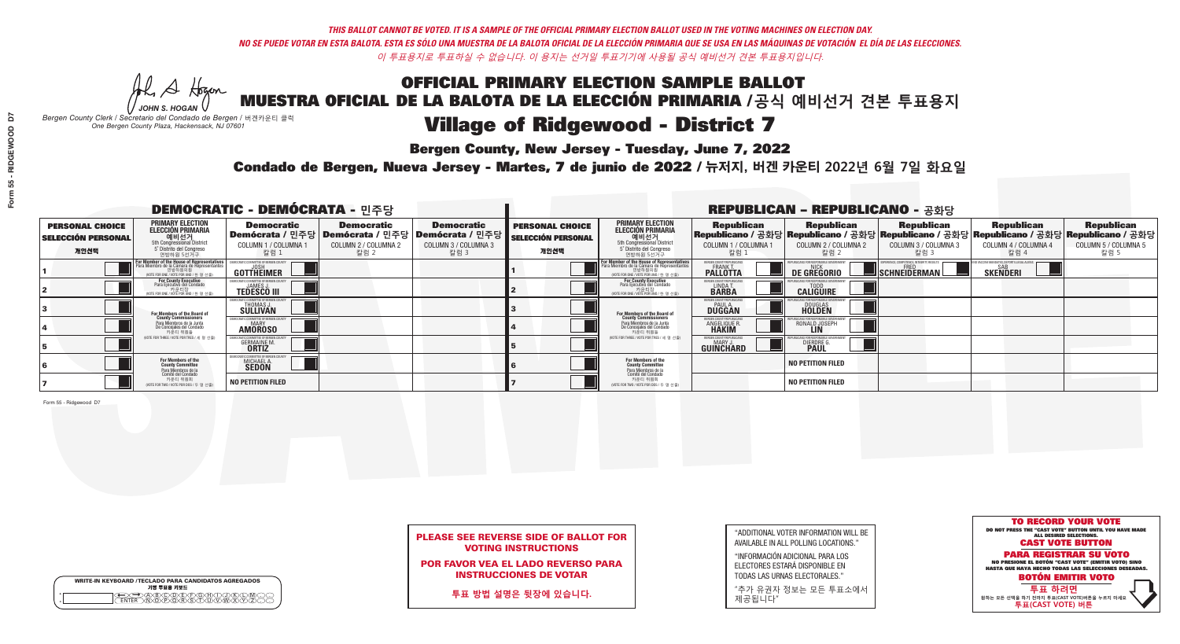*THIS BALLOT CANNOT BE VOTED. IT IS A SAMPLE OF THE OFFICIAL PRIMARY ELECTION BALLOT USED IN THE VOTING MACHINES ON ELECTION DAY.*
*NO SE PUEDE VOTAR EN ESTA BALOTA. ESTA ES SÓLO UNA MUESTRA DE LA BALOTA OFICIAL DE LA ELECCIÓN PRIMARIA QUE SE USA EN LAS MÁQUINAS DE VOTACIÓN EL DÍA DE LAS ELECCIONES.*
*이 투표용지로 투표하실 수 없습니다. 이 용지는 선거일 투표기기에 사용될 공식 예비선거 견본 투표용지입니다.*

JOHN S. HOGAN
*Bergen County Clerk / Secretario del Condado de Bergen / 버겐카운티 클럭*
*One Bergen County Plaza, Hackensack, NJ 07601*

# OFFICIAL PRIMARY ELECTION SAMPLE BALLOT
# MUESTRA OFICIAL DE LA BALOTA DE LA ELECCIÓN PRIMARIA /공식 예비선거 견본 투표용지

## Village of Ridgewood - District 7

**Bergen County, New Jersey - Tuesday, June 7, 2022**

**Condado de Bergen, Nueva Jersey - Martes, 7 de junio de 2022 / 뉴저지, 버겐 카운티 2022년 6월 7일 화요일**

### DEMOCRATIC - DEMÓCRATA - 민주당

| PERSONAL CHOICE / SELECCIÓN PERSONAL / 개인선택 | PRIMARY ELECTION / ELECCIÓN PRIMARIA / 예비선거 | Democratic / Demócrata / 민주당 COLUMN 1 / COLUMNA 1 / 칼럼 1 | Democratic / Demócrata / 민주당 COLUMN 2 / COLUMNA 2 / 칼럼 2 | Democratic / Demócrata / 민주당 COLUMN 3 / COLUMNA 3 / 칼럼 3 |
|---|---|---|---|---|
| 1 | For Member of the House of Representatives (5th Congressional District) (VOTE FOR ONE) | JOSH GOTTHEIMER | | |
| 2 | For County Executive (VOTE FOR ONE) | JAMES J. TEDESCO III | | |
| 3 | For Members of the Board of County Commissioners (VOTE FOR THREE) | THOMAS J. SULLIVAN | | |
| 4 | | MARY AMOROSO | | |
| 5 | | GERMAINE M. ORTIZ | | |
| 6 | For Members of the County Committee (VOTE FOR TWO) | MICHAEL A. SEDON | | |
| 7 | | NO PETITION FILED | | |

### REPUBLICAN - REPUBLICANO - 공화당

| PERSONAL CHOICE / SELECCIÓN PERSONAL / 개인선택 | PRIMARY ELECTION / ELECCIÓN PRIMARIA / 예비선거 | Republican / Republicano / 공화당 COLUMN 1 / COLUMNA 1 / 칼럼 1 | Republican / Republicano / 공화당 COLUMN 2 / COLUMNA 2 / 칼럼 2 | Republican / Republicano / 공화당 COLUMN 3 / COLUMNA 3 / 칼럼 3 | Republican / Republicano / 공화당 COLUMN 4 / COLUMNA 4 / 칼럼 4 | Republican / Republicano / 공화당 COLUMN 5 / COLUMNA 5 / 칼럼 5 |
|---|---|---|---|---|---|---|
| 1 | For Member of the House of Representatives (5th Congressional District) (VOTE FOR ONE) | FRANK T. PALLOTTA | NICK DE GREGORIO | FRED SCHNEIDERMAN | SAB SKENDERI | |
| 2 | For County Executive (VOTE FOR ONE) | LINDA T. BARBA | TODD CALIGUIRE | | | |
| 3 | For Members of the Board of County Commissioners (VOTE FOR THREE) | PAUL A. DUGGAN | DOUGLAS HOLDEN | | | |
| 4 | | ANGELIQUE R. HAKIM | RONALD JOSEPH LIN | | | |
| 5 | | MARY J. GUINCHARD | DIERDRE G. PAUL | | | |
| 6 | For Members of the County Committee (VOTE FOR TWO) | | NO PETITION FILED | | | |
| 7 | | | NO PETITION FILED | | | |

Form 55 - Ridgewood D7

**PLEASE SEE REVERSE SIDE OF BALLOT FOR VOTING INSTRUCTIONS**

**POR FAVOR VEA EL LADO REVERSO PARA INSTRUCCIONES DE VOTAR**

**투표 방법 설명은 뒷장에 있습니다.**

"ADDITIONAL VOTER INFORMATION WILL BE AVAILABLE IN ALL POLLING LOCATIONS."

"INFORMACIÓN ADICIONAL PARA LOS ELECTORES ESTARÁ DISPONIBLE EN TODAS LAS URNAS ELECTORALES."

"추가 유권자 정보는 모든 투표소에서 제공됩니다"

WRITE-IN KEYBOARD /TECLADO PARA CANDIDATOS AGREGADOS
기명 투표용 키보드

**TO RECORD YOUR VOTE**
DO NOT PRESS THE "CAST VOTE" BUTTON UNTIL YOU HAVE MADE ALL DESIRED SELECTIONS.
**CAST VOTE BUTTON**

**PARA REGISTRAR SU VOTO**
NO PRESIONE EL BOTÓN "CAST VOTE" (EMITIR VOTO) SINO HASTA QUE HAYA HECHO TODAS LAS SELECCIONES DESEADAS.
**BOTÓN EMITIR VOTO**

**투표 하려면**
원하는 모든 선택을 하기 전까지 투표(CAST VOTE)버튼을 누르지 마세요.
**투표(CAST VOTE) 버튼**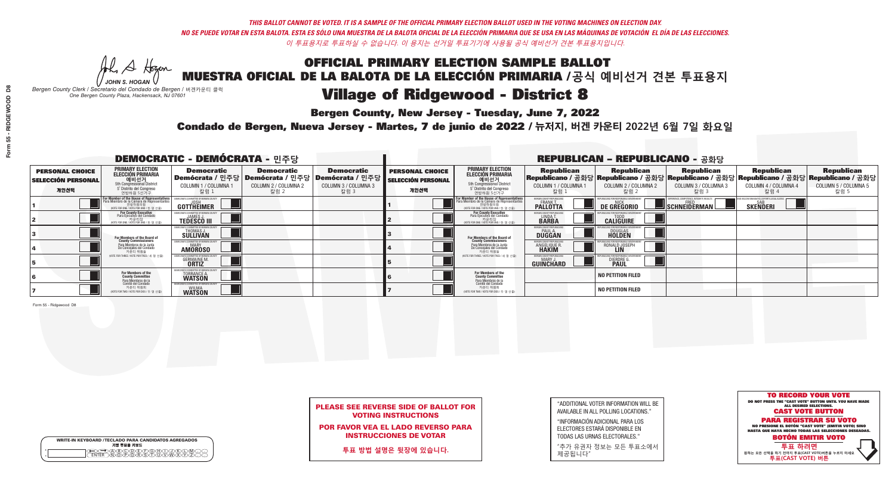*THIS BALLOT CANNOT BE VOTED. IT IS A SAMPLE OF THE OFFICIAL PRIMARY ELECTION BALLOT USED IN THE VOTING MACHINES ON ELECTION DAY.*
*NO SE PUEDE VOTAR EN ESTA BALOTA. ESTA ES SÓLO UNA MUESTRA DE LA BALOTA OFICIAL DE LA ELECCIÓN PRIMARIA QUE SE USA EN LAS MÁQUINAS DE VOTACIÓN EL DÍA DE LAS ELECCIONES.*
*이 투표용지로 투표하실 수 없습니다. 이 용지는 선거일 투표기기에 사용될 공식 예비선거 견본 투표용지입니다.*

JOHN S. HOGAN
*Bergen County Clerk / Secretario del Condado de Bergen / 버겐카운티 클럭*
*One Bergen County Plaza, Hackensack, NJ 07601*

# OFFICIAL PRIMARY ELECTION SAMPLE BALLOT
# MUESTRA OFICIAL DE LA BALOTA DE LA ELECCIÓN PRIMARIA /공식 예비선거 견본 투표용지

## Village of Ridgewood - District 8

**Bergen County, New Jersey - Tuesday, June 7, 2022**

**Condado de Bergen, Nueva Jersey - Martes, 7 de junio de 2022 / 뉴저지, 버겐 카운티 2022년 6월 7일 화요일**

### DEMOCRATIC - DEMÓCRATA - 민주당

| PERSONAL CHOICE / SELECCIÓN PERSONAL / 개인선택 | PRIMARY ELECTION / ELECCIÓN PRIMARIA / 예비선거 | Democratic / Demócrata / 민주당 COLUMN 1 / COLUMNA 1 / 칼럼 1 | Democratic / Demócrata / 민주당 COLUMN 2 / COLUMNA 2 / 칼럼 2 | Democratic / Demócrata / 민주당 COLUMN 3 / COLUMNA 3 / 칼럼 3 |
|---|---|---|---|---|
| 1 | For Member of the House of Representatives / Para Miembro de la Cámara de Representantes / 연방하원의원 (5th Congressional District) (VOTE FOR ONE / VOTE POR UNO / 한 명 선출) | JOSH GOTTHEIMER | | |
| 2 | For County Executive / Para Ejecutivo del Condado / 카운티장 (VOTE FOR ONE / VOTE POR UNO / 한 명 선출) | JAMES J. TEDESCO III | | |
| 3 | For Members of the Board of County Commissioners / Para Miembros de la Junta De Concejales del Condado / 카운티 위원들 (VOTE FOR THREE / VOTE POR TRES / 세 명 선출) | THOMAS J. SULLIVAN | | |
| 4 | | MARY AMOROSO | | |
| 5 | | GERMAINE M. ORTIZ | | |
| 6 | For Members of the County Committee / Para Miembros de la Comité del Condado / 카운티 위원회 (VOTE FOR TWO / VOTE POR DOS / 두 명 선출) | TORRANCE A. WATSON | | |
| 7 | | WILMA WATSON | | |

### REPUBLICAN - REPUBLICANO - 공화당

| PERSONAL CHOICE / SELECCIÓN PERSONAL / 개인선택 | PRIMARY ELECTION / ELECCIÓN PRIMARIA / 예비선거 | Republican COLUMN 1 | Republican COLUMN 2 | Republican COLUMN 3 | Republican COLUMN 4 | Republican COLUMN 5 |
|---|---|---|---|---|---|---|
| 1 | For Member of the House of Representatives (5th Congressional District) (VOTE FOR ONE) | FRANK T. PALLOTTA | NICK DE GREGORIO | FRED SCHNEIDERMAN | SAB SKENDERI | |
| 2 | For County Executive (VOTE FOR ONE) | LINDA T. BARBA | TODD CALIGUIRE | | | |
| 3 | For Members of the Board of County Commissioners (VOTE FOR THREE) | PAUL A. DUGGAN | DOUGLAS HOLDEN | | | |
| 4 | | ANGELIQUE R. HAKIM | RONALD JOSEPH LIN | | | |
| 5 | | MARY J. GUINCHARD | DIERDRE G. PAUL | | | |
| 6 | For Members of the County Committee (VOTE FOR TWO) | | NO PETITION FILED | | | |
| 7 | | | NO PETITION FILED | | | |

Form 55 - Ridgewood D8

**PLEASE SEE REVERSE SIDE OF BALLOT FOR VOTING INSTRUCTIONS**

**POR FAVOR VEA EL LADO REVERSO PARA INSTRUCCIONES DE VOTAR**

**투표 방법 설명은 뒷장에 있습니다.**

"ADDITIONAL VOTER INFORMATION WILL BE AVAILABLE IN ALL POLLING LOCATIONS."

"INFORMACIÓN ADICIONAL PARA LOS ELECTORES ESTARÁ DISPONIBLE EN TODAS LAS URNAS ELECTORALES."

"추가 유권자 정보는 모든 투표소에서 제공됩니다"

**TO RECORD YOUR VOTE**
DO NOT PRESS THE "CAST VOTE" BUTTON UNTIL YOU HAVE MADE ALL DESIRED SELECTIONS.
**CAST VOTE BUTTON**
**PARA REGISTRAR SU VOTO**
NO PRESIONE EL BOTÓN "CAST VOTE" (EMITIR VOTO) SINO HASTA QUE HAYA HECHO TODAS LAS SELECCIONES DESEADAS.
**BOTÓN EMITIR VOTO**
**투표 하려면**
원하는 모든 선택을 하기 전까지 투표(CAST VOTE)버튼을 누르지 마세요
**투표(CAST VOTE) 버튼**

WRITE-IN KEYBOARD /TECLADO PARA CANDIDATOS AGREGADOS
기명 투표용 키보드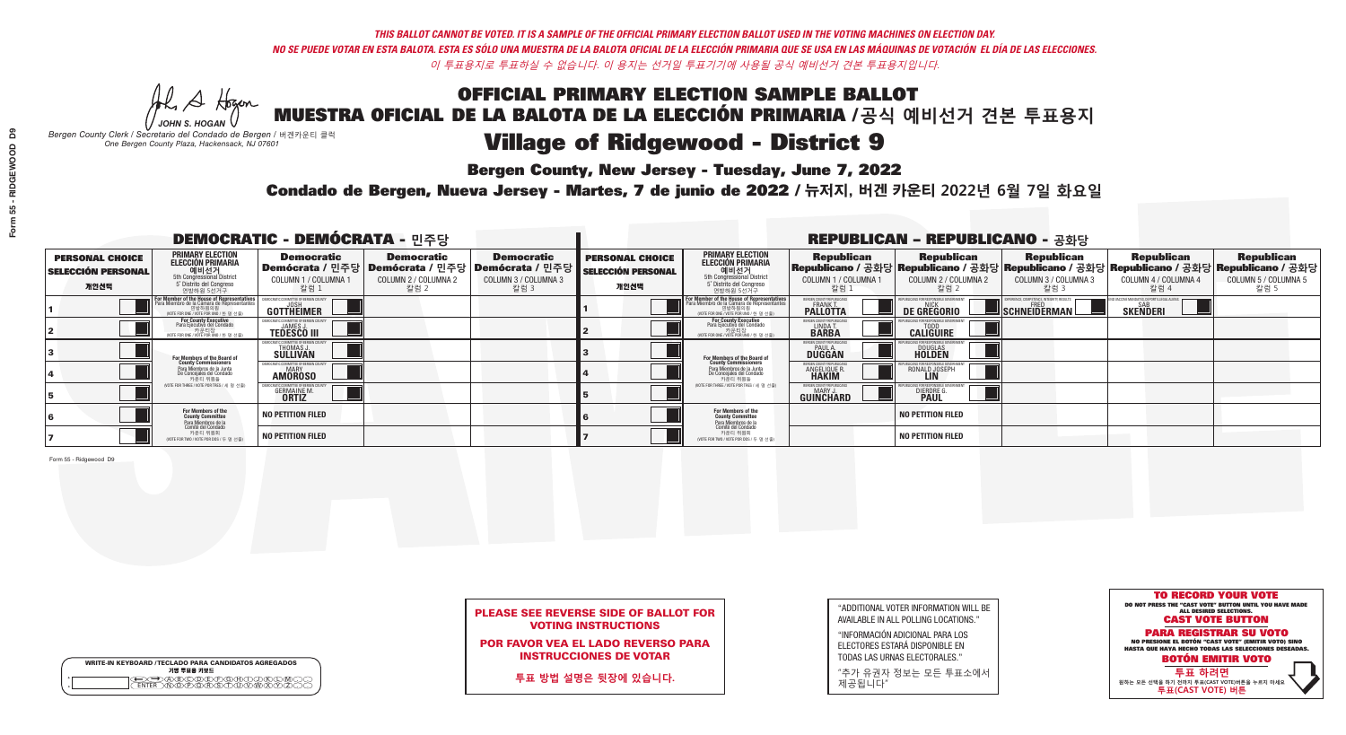*THIS BALLOT CANNOT BE VOTED. IT IS A SAMPLE OF THE OFFICIAL PRIMARY ELECTION BALLOT USED IN THE VOTING MACHINES ON ELECTION DAY.*

*NO SE PUEDE VOTAR EN ESTA BALOTA. ESTA ES SÓLO UNA MUESTRA DE LA BALOTA OFICIAL DE LA ELECCIÓN PRIMARIA QUE SE USA EN LAS MÁQUINAS DE VOTACIÓN EL DÍA DE LAS ELECCIONES.*

*이 투표용지로 투표하실 수 없습니다. 이 용지는 선거일 투표기기에 사용될 공식 예비선거 견본 투표용지입니다.*

JOHN S. HOGAN
*Bergen County Clerk / Secretario del Condado de Bergen /* 버겐카운티 클럭
*One Bergen County Plaza, Hackensack, NJ 07601*

# OFFICIAL PRIMARY ELECTION SAMPLE BALLOT
# MUESTRA OFICIAL DE LA BALOTA DE LA ELECCIÓN PRIMARIA /공식 예비선거 견본 투표용지
# Village of Ridgewood - District 9

**Bergen County, New Jersey - Tuesday, June 7, 2022**

**Condado de Bergen, Nueva Jersey - Martes, 7 de junio de 2022 / 뉴저지, 버겐 카운티 2022년 6월 7일 화요일**

## DEMOCRATIC - DEMÓCRATA - 민주당

| PERSONAL CHOICE / SELECCIÓN PERSONAL / 개인선택 | PRIMARY ELECTION / ELECCIÓN PRIMARIA / 예비선거 (5th Congressional District / 5° Distrito del Congreso / 연방하원 5선거구) | Democratic / Demócrata / 민주당 COLUMN 1 / COLUMNA 1 / 칼럼 1 | Democratic / Demócrata / 민주당 COLUMN 2 / COLUMNA 2 / 칼럼 2 | Democratic / Demócrata / 민주당 COLUMN 3 / COLUMNA 3 / 칼럼 3 |
|---|---|---|---|---|
| 1 | For Member of the House of Representatives / Para Miembro de la Cámara de Representantes / 연방하원의원 (VOTE FOR ONE / VOTE POR UNO / 한 명 선출) | JOSH GOTTHEIMER (Democratic Committee of Bergen County) | | |
| 2 | For County Executive / Para Ejecutivo del Condado / 카운티장 (VOTE FOR ONE / VOTE POR UNO / 한 명 선출) | JAMES J. TEDESCO III (Democratic Committee of Bergen County) | | |
| 3 | For Members of the Board of County Commissioners / Para Miembros de la Junta De Concejales del Condado / 카운티 위원들 (VOTE FOR THREE / VOTE POR TRES / 세 명 선출) | THOMAS J. SULLIVAN (Democratic Committee of Bergen County) | | |
| 4 | | MARY AMOROSO (Democratic Committee of Bergen County) | | |
| 5 | | GERMAINE M. ORTIZ (Democratic Committee of Bergen County) | | |
| 6 | For Members of the County Committee / Para Miembros de la Comité del Condado / 카운티 위원회 (VOTE FOR TWO / VOTE POR DOS / 두 명 선출) | NO PETITION FILED | | |
| 7 | | NO PETITION FILED | | |

## REPUBLICAN - REPUBLICANO - 공화당

| PERSONAL CHOICE / SELECCIÓN PERSONAL / 개인선택 | PRIMARY ELECTION / ELECCIÓN PRIMARIA / 예비선거 (5th Congressional District / 5° Distrito del Congreso / 연방하원 5선거구) | Republican / Republicano / 공화당 COLUMN 1 / COLUMNA 1 / 칼럼 1 | Republican / Republicano / 공화당 COLUMN 2 / COLUMNA 2 / 칼럼 2 | Republican / Republicano / 공화당 COLUMN 3 / COLUMNA 3 / 칼럼 3 | Republican / Republicano / 공화당 COLUMN 4 / COLUMNA 4 / 칼럼 4 | Republican / Republicano / 공화당 COLUMN 5 / COLUMNA 5 / 칼럼 5 |
|---|---|---|---|---|---|---|
| 1 | For Member of the House of Representatives / Para Miembro de la Cámara de Representantes / 연방하원의원 (VOTE FOR ONE / VOTE POR UNO / 한 명 선출) | FRANK T. PALLOTTA (Bergen County Republicans) | NICK DE GREGORIO (Republicans for Responsible Government) | FRED SCHNEIDERMAN (Experience, Competence, Integrity Results) | SAB SKENDERI (Stop Vaccine Mandates, Defend Civil Liberties) | |
| 2 | For County Executive / Para Ejecutivo del Condado / 카운티장 (VOTE FOR ONE / VOTE POR UNO / 한 명 선출) | LINDA T. BARBA (Bergen County Republicans) | TODD CALIGUIRE (Republicans for Responsible Government) | | | |
| 3 | For Members of the Board of County Commissioners / Para Miembros de la Junta De Concejales del Condado / 카운티 위원들 (VOTE FOR THREE / VOTE POR TRES / 세 명 선출) | PAUL A. DUGGAN (Bergen County Republicans) | DOUGLAS HOLDEN (Republicans for Responsible Government) | | | |
| 4 | | ANGELIQUE R. HAKIM (Bergen County Republicans) | RONALD JOSEPH LIN (Republicans for Responsible Government) | | | |
| 5 | | MARY J. GUINCHARD (Bergen County Republicans) | DIERDRE G. PAUL (Republicans for Responsible Government) | | | |
| 6 | For Members of the County Committee / Para Miembros de la Comité del Condado / 카운티 위원회 (VOTE FOR TWO / VOTE POR DOS / 두 명 선출) | | NO PETITION FILED | | | |
| 7 | | | NO PETITION FILED | | | |

**PLEASE SEE REVERSE SIDE OF BALLOT FOR VOTING INSTRUCTIONS**

**POR FAVOR VEA EL LADO REVERSO PARA INSTRUCCIONES DE VOTAR**

**투표 방법 설명은 뒷장에 있습니다.**

"ADDITIONAL VOTER INFORMATION WILL BE AVAILABLE IN ALL POLLING LOCATIONS."

"INFORMACIÓN ADICIONAL PARA LOS ELECTORES ESTARÁ DISPONIBLE EN TODAS LAS URNAS ELECTORALES."

"추가 유권자 정보는 모든 투표소에서 제공됩니다"

**WRITE-IN KEYBOARD /TECLADO PARA CANDIDATOS AGREGADOS / 기명 투표용 키보드**

**TO RECORD YOUR VOTE**
DO NOT PRESS THE "CAST VOTE" BUTTON UNTIL YOU HAVE MADE ALL DESIRED SELECTIONS.
**CAST VOTE BUTTON**

**PARA REGISTRAR SU VOTO**
NO PRESIONE EL BOTÓN "CAST VOTE" (EMITIR VOTO) SINO HASTA QUE HAYA HECHO TODAS LAS SELECCIONES DESEADAS.
**BOTÓN EMITIR VOTO**

**투표 하려면**
원하는 모든 선택을 하기 전까지 투표(CAST VOTE)버튼을 누르지 마세요
**투표(CAST VOTE) 버튼**

Form 55 - Ridgewood D9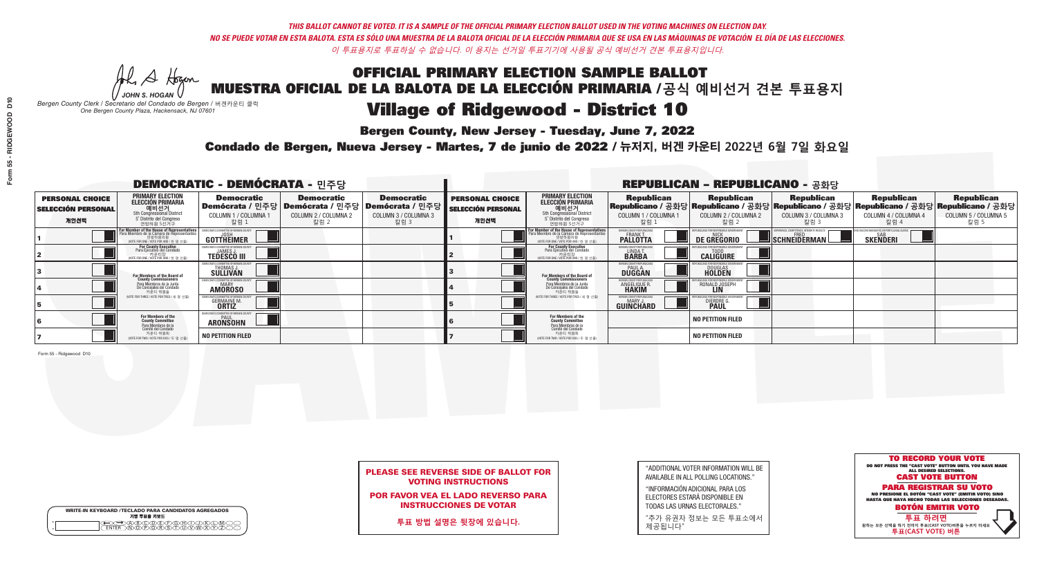*THIS BALLOT CANNOT BE VOTED. IT IS A SAMPLE OF THE OFFICIAL PRIMARY ELECTION BALLOT USED IN THE VOTING MACHINES ON ELECTION DAY.*
*NO SE PUEDE VOTAR EN ESTA BALOTA. ESTA ES SÓLO UNA MUESTRA DE LA BALOTA OFICIAL DE LA ELECCIÓN PRIMARIA QUE SE USA EN LAS MÁQUINAS DE VOTACIÓN EL DÍA DE LAS ELECCIONES.*
*이 투표용지로 투표하실 수 없습니다. 이 용지는 선거일 투표기기에 사용될 공식 예비선거 견본 투표용지입니다.*

JOHN S. HOGAN
*Bergen County Clerk / Secretario del Condado de Bergen / 버겐카운티 클럭*
*One Bergen County Plaza, Hackensack, NJ 07601*

# OFFICIAL PRIMARY ELECTION SAMPLE BALLOT
# MUESTRA OFICIAL DE LA BALOTA DE LA ELECCIÓN PRIMARIA /공식 예비선거 견본 투표용지
# Village of Ridgewood - District 10

**Bergen County, New Jersey - Tuesday, June 7, 2022**

**Condado de Bergen, Nueva Jersey - Martes, 7 de junio de 2022 / 뉴저지, 버겐 카운티 2022년 6월 7일 화요일**

## DEMOCRATIC - DEMÓCRATA - 민주당

| PERSONAL CHOICE / SELECCIÓN PERSONAL / 개인선택 | PRIMARY ELECTION / ELECCIÓN PRIMARIA / 예비선거 | Democratic / Demócrata / 민주당 COLUMN 1 / COLUMNA 1 / 칼럼 1 | Democratic / Demócrata / 민주당 COLUMN 2 / COLUMNA 2 / 칼럼 2 | Democratic / Demócrata / 민주당 COLUMN 3 / COLUMNA 3 / 칼럼 3 |
|---|---|---|---|---|
| 1 | For Member of the House of Representatives / Para Miembro de la Cámara de Representantes / 연방하원의원 (5th Congressional District / 5° Distrito del Congreso / 연방하원 5선거구) (VOTE FOR ONE / VOTE POR UNO / 한 명 선출) | JOSH GOTTHEIMER | | |
| 2 | For County Executive / Para Ejecutivo del Condado / 카운티장 (VOTE FOR ONE / VOTE POR UNO / 한 명 선출) | JAMES J. TEDESCO III | | |
| 3 | For Members of the Board of County Commissioners / Para Miembros de la Junta De Concejales del Condado / 카운티 위원들 (VOTE FOR THREE / VOTE POR TRES / 세 명 선출) | THOMAS J. SULLIVAN | | |
| 4 | | MARY AMOROSO | | |
| 5 | | GERMAINE M. ORTIZ | | |
| 6 | For Members of the County Committee / Para Miembros de la Comité del Condado / 카운티 위원회 (VOTE FOR TWO / VOTE POR DOS / 두 명 선출) | PAUL ARONSOHN | | |
| 7 | | NO PETITION FILED | | |

## REPUBLICAN - REPUBLICANO - 공화당

| PERSONAL CHOICE / SELECCIÓN PERSONAL / 개인선택 | PRIMARY ELECTION / ELECCIÓN PRIMARIA / 예비선거 | Republican / Republicano / 공화당 COLUMN 1 / COLUMNA 1 / 칼럼 1 | Republican / Republicano / 공화당 COLUMN 2 / COLUMNA 2 / 칼럼 2 | Republican / Republicano / 공화당 COLUMN 3 / COLUMNA 3 / 칼럼 3 | Republican / Republicano / 공화당 COLUMN 4 / COLUMNA 4 / 칼럼 4 | Republican / Republicano / 공화당 COLUMN 5 / COLUMNA 5 / 칼럼 5 |
|---|---|---|---|---|---|---|
| 1 | For Member of the House of Representatives / Para Miembro de la Cámara de Representantes / 연방하원의원 (5th Congressional District / 5° Distrito del Congreso / 연방하원 5선거구) (VOTE FOR ONE / VOTE POR UNO / 한 명 선출) | FRANK T. PALLOTTA | NICK DE GREGORIO | FRED SCHNEIDERMAN | SAB SKENDERI | |
| 2 | For County Executive / Para Ejecutivo del Condado / 카운티장 (VOTE FOR ONE / VOTE POR UNO / 한 명 선출) | LINDA T. BARBA | TODD CALIGUIRE | | | |
| 3 | For Members of the Board of County Commissioners / Para Miembros de la Junta De Concejales del Condado / 카운티 위원들 (VOTE FOR THREE / VOTE POR TRES / 세 명 선출) | PAUL A. DUGGAN | DOUGLAS HOLDEN | | | |
| 4 | | ANGELIQUE R. HAKIM | RONALD JOSEPH LIN | | | |
| 5 | | MARY J. GUINCHARD | DIERDRE G. PAUL | | | |
| 6 | For Members of the County Committee / Para Miembros de la Comité del Condado / 카운티 위원회 (VOTE FOR TWO / VOTE POR DOS / 두 명 선출) | | NO PETITION FILED | | | |
| 7 | | | NO PETITION FILED | | | |

Form 55 - Ridgewood D10

**PLEASE SEE REVERSE SIDE OF BALLOT FOR VOTING INSTRUCTIONS**

**POR FAVOR VEA EL LADO REVERSO PARA INSTRUCCIONES DE VOTAR**

**투표 방법 설명은 뒷장에 있습니다.**

"ADDITIONAL VOTER INFORMATION WILL BE AVAILABLE IN ALL POLLING LOCATIONS."

"INFORMACIÓN ADICIONAL PARA LOS ELECTORES ESTARÁ DISPONIBLE EN TODAS LAS URNAS ELECTORALES."

"추가 유권자 정보는 모든 투표소에서 제공됩니다"

**TO RECORD YOUR VOTE**
DO NOT PRESS THE "CAST VOTE" BUTTON UNTIL YOU HAVE MADE ALL DESIRED SELECTIONS.
**CAST VOTE BUTTON**

**PARA REGISTRAR SU VOTO**
NO PRESIONE EL BOTÓN "CAST VOTE" (EMITIR VOTO) SINO HASTA QUE HAYA HECHO TODAS LAS SELECCIONES DESEADAS.
**BOTÓN EMITIR VOTO**

**투표 하려면**
원하는 모든 선택을 하기 전까지 투표(CAST VOTE)버튼을 누르지 마세요
**투표(CAST VOTE) 버튼**

WRITE-IN KEYBOARD /TECLADO PARA CANDIDATOS AGREGADOS
기명 투표용 키보드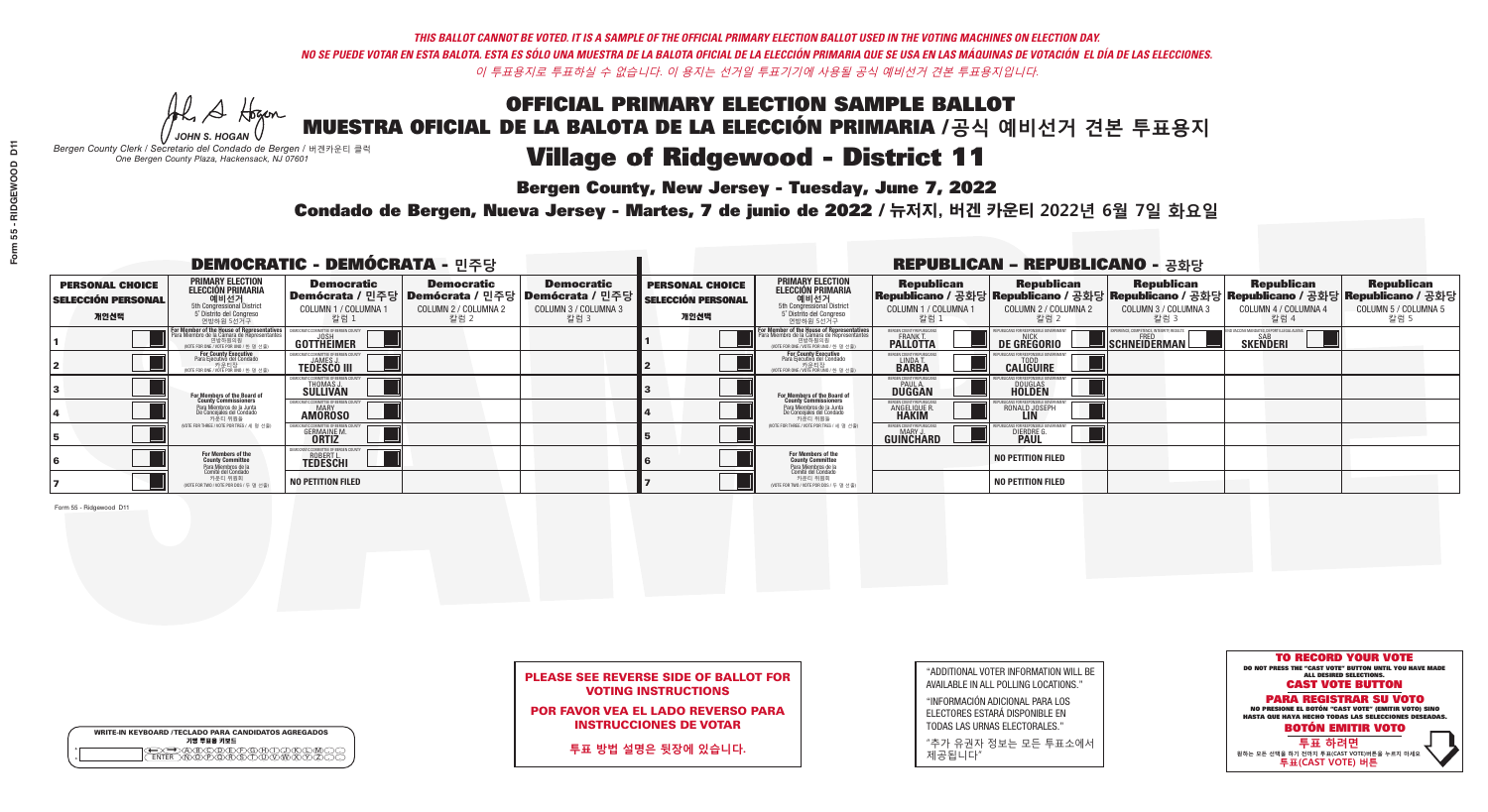*THIS BALLOT CANNOT BE VOTED. IT IS A SAMPLE OF THE OFFICIAL PRIMARY ELECTION BALLOT USED IN THE VOTING MACHINES ON ELECTION DAY.*
*NO SE PUEDE VOTAR EN ESTA BALOTA. ESTA ES SÓLO UNA MUESTRA DE LA BALOTA OFICIAL DE LA ELECCIÓN PRIMARIA QUE SE USA EN LAS MÁQUINAS DE VOTACIÓN EL DÍA DE LAS ELECCIONES.*
*이 투표용지로 투표하실 수 없습니다. 이 용지는 선거일 투표기기에 사용될 공식 예비선거 견본 투표용지입니다.*

JOHN S. HOGAN
*Bergen County Clerk / Secretario del Condado de Bergen / 버겐카운티 클럭*
*One Bergen County Plaza, Hackensack, NJ 07601*

# OFFICIAL PRIMARY ELECTION SAMPLE BALLOT
# MUESTRA OFICIAL DE LA BALOTA DE LA ELECCIÓN PRIMARIA /공식 예비선거 견본 투표용지

## Village of Ridgewood - District 11

**Bergen County, New Jersey - Tuesday, June 7, 2022**

**Condado de Bergen, Nueva Jersey - Martes, 7 de junio de 2022 / 뉴저지, 버겐 카운티 2022년 6월 7일 화요일**

### DEMOCRATIC - DEMÓCRATA - 민주당

| PERSONAL CHOICE / SELECCIÓN PERSONAL / 개인선택 | PRIMARY ELECTION / ELECCIÓN PRIMARIA / 예비선거 | Democratic / Demócrata / 민주당 COLUMN 1 / COLUMNA 1 / 칼럼 1 | Democratic / Demócrata / 민주당 COLUMN 2 / COLUMNA 2 / 칼럼 2 | Democratic / Demócrata / 민주당 COLUMN 3 / COLUMNA 3 / 칼럼 3 |
|---|---|---|---|---|
| 1 | For Member of the House of Representatives / Para Miembro de la Cámara de Representantes / 연방하원의원 (5th Congressional District) (VOTE FOR ONE / VOTE POR UNO / 한 명 선출) | JOSH GOTTHEIMER | | |
| 2 | For County Executive / Para Ejecutivo del Condado / 카운티장 (VOTE FOR ONE / VOTE POR UNO / 한 명 선출) | JAMES J. TEDESCO III | | |
| 3 | For Members of the Board of County Commissioners / Para Miembros de la Junta De Concejales del Condado / 카운티 위원들 (VOTE FOR THREE / VOTE POR TRES / 세 명 선출) | THOMAS J. SULLIVAN | | |
| 4 | | MARY AMOROSO | | |
| 5 | | GERMAINE M. ORTIZ | | |
| 6 | For Members of the County Committee / Para Miembros de la Comité del Condado / 카운티 위원회 (VOTE FOR TWO / VOTE POR DOS / 두 명 선출) | ROBERT L. TEDESCHI | | |
| 7 | | NO PETITION FILED | | |

### REPUBLICAN - REPUBLICANO - 공화당

| PERSONAL CHOICE / SELECCIÓN PERSONAL / 개인선택 | PRIMARY ELECTION / ELECCIÓN PRIMARIA / 예비선거 | Republican / Republicano / 공화당 COLUMN 1 / COLUMNA 1 / 칼럼 1 | Republican / Republicano / 공화당 COLUMN 2 / COLUMNA 2 / 칼럼 2 | Republican / Republicano / 공화당 COLUMN 3 / COLUMNA 3 / 칼럼 3 | Republican / Republicano / 공화당 COLUMN 4 / COLUMNA 4 / 칼럼 4 | Republican / Republicano / 공화당 COLUMN 5 / COLUMNA 5 / 칼럼 5 |
|---|---|---|---|---|---|---|
| 1 | For Member of the House of Representatives / Para Miembro de la Cámara de Representantes / 연방하원의원 (5th Congressional District) (VOTE FOR ONE / VOTE POR UNO / 한 명 선출) | FRANK T. PALLOTTA | NICK DE GREGORIO | FRED SCHNEIDERMAN | SAB SKENDERI | |
| 2 | For County Executive / Para Ejecutivo del Condado / 카운티장 (VOTE FOR ONE / VOTE POR UNO / 한 명 선출) | LINDA T. BARBA | TODD CALIGUIRE | | | |
| 3 | For Members of the Board of County Commissioners / Para Miembros de la Junta De Concejales del Condado / 카운티 위원들 (VOTE FOR THREE / VOTE POR TRES / 세 명 선출) | PAUL A. DUGGAN | DOUGLAS HOLDEN | | | |
| 4 | | ANGELIQUE R. HAKIM | RONALD JOSEPH LIN | | | |
| 5 | | MARY J. GUINCHARD | DIERDRE G. PAUL | | | |
| 6 | For Members of the County Committee / Para Miembros de la Comité del Condado / 카운티 위원회 (VOTE FOR TWO / VOTE POR DOS / 두 명 선출) | | NO PETITION FILED | | | |
| 7 | | | NO PETITION FILED | | | |

Form 55 - Ridgewood D11

**PLEASE SEE REVERSE SIDE OF BALLOT FOR VOTING INSTRUCTIONS**

**POR FAVOR VEA EL LADO REVERSO PARA INSTRUCCIONES DE VOTAR**

**투표 방법 설명은 뒷장에 있습니다.**

"ADDITIONAL VOTER INFORMATION WILL BE AVAILABLE IN ALL POLLING LOCATIONS."

"INFORMACIÓN ADICIONAL PARA LOS ELECTORES ESTARÁ DISPONIBLE EN TODAS LAS URNAS ELECTORALES."

"추가 유권자 정보는 모든 투표소에서 제공됩니다"

WRITE-IN KEYBOARD /TECLADO PARA CANDIDATOS AGREGADOS
기명 투표용 키보드

**TO RECORD YOUR VOTE**
DO NOT PRESS THE "CAST VOTE" BUTTON UNTIL YOU HAVE MADE ALL DESIRED SELECTIONS.
**CAST VOTE BUTTON**

**PARA REGISTRAR SU VOTO**
NO PRESIONE EL BOTÓN "CAST VOTE" (EMITIR VOTO) SINO HASTA QUE HAYA HECHO TODAS LAS SELECCIONES DESEADAS.
**BOTÓN EMITIR VOTO**

**투표 하려면**
원하는 모든 선택을 하기 전까지 투표(CAST VOTE)버튼을 누르지 마세요.
**투표(CAST VOTE) 버튼**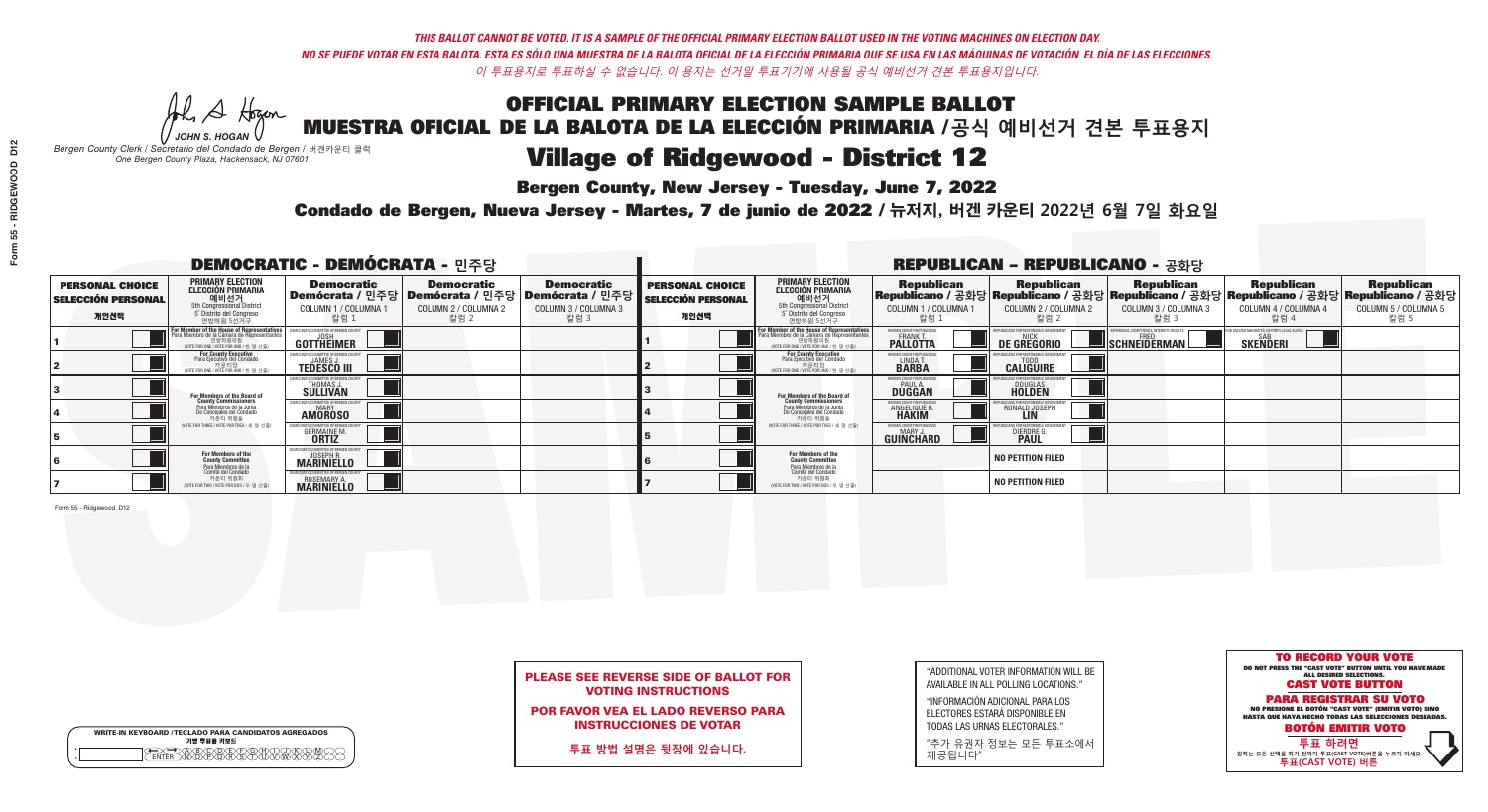*THIS BALLOT CANNOT BE VOTED. IT IS A SAMPLE OF THE OFFICIAL PRIMARY ELECTION BALLOT USED IN THE VOTING MACHINES ON ELECTION DAY.*
*NO SE PUEDE VOTAR EN ESTA BALOTA. ESTA ES SÓLO UNA MUESTRA DE LA BALOTA OFICIAL DE LA ELECCIÓN PRIMARIA QUE SE USA EN LAS MÁQUINAS DE VOTACIÓN EL DÍA DE LAS ELECCIONES.*
*이 투표용지로 투표하실 수 없습니다. 이 용지는 선거일 투표기기에 사용될 공식 예비선거 견본 투표용지입니다.*

JOHN S. HOGAN
*Bergen County Clerk / Secretario del Condado de Bergen /* 버겐카운티 클럭
*One Bergen County Plaza, Hackensack, NJ 07601*

# OFFICIAL PRIMARY ELECTION SAMPLE BALLOT
# MUESTRA OFICIAL DE LA BALOTA DE LA ELECCIÓN PRIMARIA /공식 예비선거 견본 투표용지
# Village of Ridgewood - District 12

**Bergen County, New Jersey - Tuesday, June 7, 2022**

**Condado de Bergen, Nueva Jersey - Martes, 7 de junio de 2022 / 뉴저지, 버겐 카운티 2022년 6월 7일 화요일**

## DEMOCRATIC - DEMÓCRATA - 민주당

| PERSONAL CHOICE / SELECCIÓN PERSONAL / 개인선택 | PRIMARY ELECTION / ELECCIÓN PRIMARIA / 예비선거 (5th Congressional District / 5° Distrito del Congreso / 연방하원 5선거구) | Democratic / Demócrata / 민주당 COLUMN 1 / COLUMNA 1 / 칼럼 1 | Democratic / Demócrata / 민주당 COLUMN 2 / COLUMNA 2 / 칼럼 2 | Democratic / Demócrata / 민주당 COLUMN 3 / COLUMNA 3 / 칼럼 3 |
|---|---|---|---|---|
| 1 | For Member of the House of Representatives / Para Miembro de la Cámara de Representantes / 연방하원의원 (VOTE FOR ONE / VOTE POR UNO / 한 명 선출) | JOSH GOTTHEIMER (Democratic Committee of Bergen County) | | |
| 2 | For County Executive / Para Ejecutivo del Condado / 카운티장 (VOTE FOR ONE / VOTE POR UNO / 한 명 선출) | JAMES J. TEDESCO III (Democratic Committee of Bergen County) | | |
| 3 | For Members of the Board of County Commissioners / Para Miembros de la Junta De Concejales del Condado / 카운티 위원들 (VOTE FOR THREE / VOTE POR TRES / 세 명 선출) | THOMAS J. SULLIVAN (Democratic Committee of Bergen County) | | |
| 4 | | MARY AMOROSO (Democratic Committee of Bergen County) | | |
| 5 | | GERMAINE M. ORTIZ (Democratic Committee of Bergen County) | | |
| 6 | For Members of the County Committee / Para Miembros de la Comité del Condado / 카운티 위원회 (VOTE FOR TWO / VOTE POR DOS / 두 명 선출) | JOSEPH R. MARINIELLO (Democratic Committee of Bergen County) | | |
| 7 | | ROSEMARY A. MARINIELLO (Democratic Committee of Bergen County) | | |

## REPUBLICAN - REPUBLICANO - 공화당

| PERSONAL CHOICE / SELECCIÓN PERSONAL / 개인선택 | PRIMARY ELECTION / ELECCIÓN PRIMARIA / 예비선거 (5th Congressional District / 5° Distrito del Congreso / 연방하원 5선거구) | Republican / Republicano / 공화당 COLUMN 1 / COLUMNA 1 / 칼럼 1 | Republican / Republicano / 공화당 COLUMN 2 / COLUMNA 2 / 칼럼 2 | Republican / Republicano / 공화당 COLUMN 3 / COLUMNA 3 / 칼럼 3 | Republican / Republicano / 공화당 COLUMN 4 / COLUMNA 4 / 칼럼 4 | Republican / Republicano / 공화당 COLUMN 5 / COLUMNA 5 / 칼럼 5 |
|---|---|---|---|---|---|---|
| 1 | For Member of the House of Representatives / Para Miembro de la Cámara de Representantes / 연방하원의원 (VOTE FOR ONE / VOTE POR UNO / 한 명 선출) | FRANK T. PALLOTTA (Bergen County Republicans) | NICK DE GREGORIO (Republicans for Responsible Government) | FRED SCHNEIDERMAN (Experience, Competence, Integrity Results) | SAB SKENDERI (End Vaccine Mandates, Defend Our Liberties) | |
| 2 | For County Executive / Para Ejecutivo del Condado / 카운티장 (VOTE FOR ONE / VOTE POR UNO / 한 명 선출) | LINDA T. BARBA (Bergen County Republicans) | TODD CALIGUIRE (Republicans for Responsible Government) | | | |
| 3 | For Members of the Board of County Commissioners / Para Miembros de la Junta De Concejales del Condado / 카운티 위원들 (VOTE FOR THREE / VOTE POR TRES / 세 명 선출) | PAUL A. DUGGAN (Bergen County Republicans) | DOUGLAS HOLDEN (Republicans for Responsible Government) | | | |
| 4 | | ANGELIQUE R. HAKIM (Bergen County Republicans) | RONALD JOSEPH LIN (Republicans for Responsible Government) | | | |
| 5 | | MARY J. GUINCHARD (Bergen County Republicans) | DIERDRE G. PAUL (Republicans for Responsible Government) | | | |
| 6 | For Members of the County Committee / Para Miembros de la Comité del Condado / 카운티 위원회 (VOTE FOR TWO / VOTE POR DOS / 두 명 선출) | | NO PETITION FILED | | | |
| 7 | | | NO PETITION FILED | | | |

Form 55 - Ridgewood D12

**PLEASE SEE REVERSE SIDE OF BALLOT FOR VOTING INSTRUCTIONS**

**POR FAVOR VEA EL LADO REVERSO PARA INSTRUCCIONES DE VOTAR**

**투표 방법 설명은 뒷장에 있습니다.**

"ADDITIONAL VOTER INFORMATION WILL BE AVAILABLE IN ALL POLLING LOCATIONS."

"INFORMACIÓN ADICIONAL PARA LOS ELECTORES ESTARÁ DISPONIBLE EN TODAS LAS URNAS ELECTORALES."

"추가 유권자 정보는 모든 투표소에서 제공됩니다"

WRITE-IN KEYBOARD /TECLADO PARA CANDIDATOS AGREGADOS
기명 투표용 키보드

**TO RECORD YOUR VOTE**
DO NOT PRESS THE "CAST VOTE" BUTTON UNTIL YOU HAVE MADE ALL DESIRED SELECTIONS.
**CAST VOTE BUTTON**

**PARA REGISTRAR SU VOTO**
NO PRESIONE EL BOTÓN "CAST VOTE" (EMITIR VOTO) SINO HASTA QUE HAYA HECHO TODAS LAS SELECCIONES DESEADAS.
**BOTÓN EMITIR VOTO**

**투표 하려면**
원하는 모든 선택을 하기 전까지 투표(CAST VOTE)버튼을 누르지 마세요
**투표(CAST VOTE) 버튼**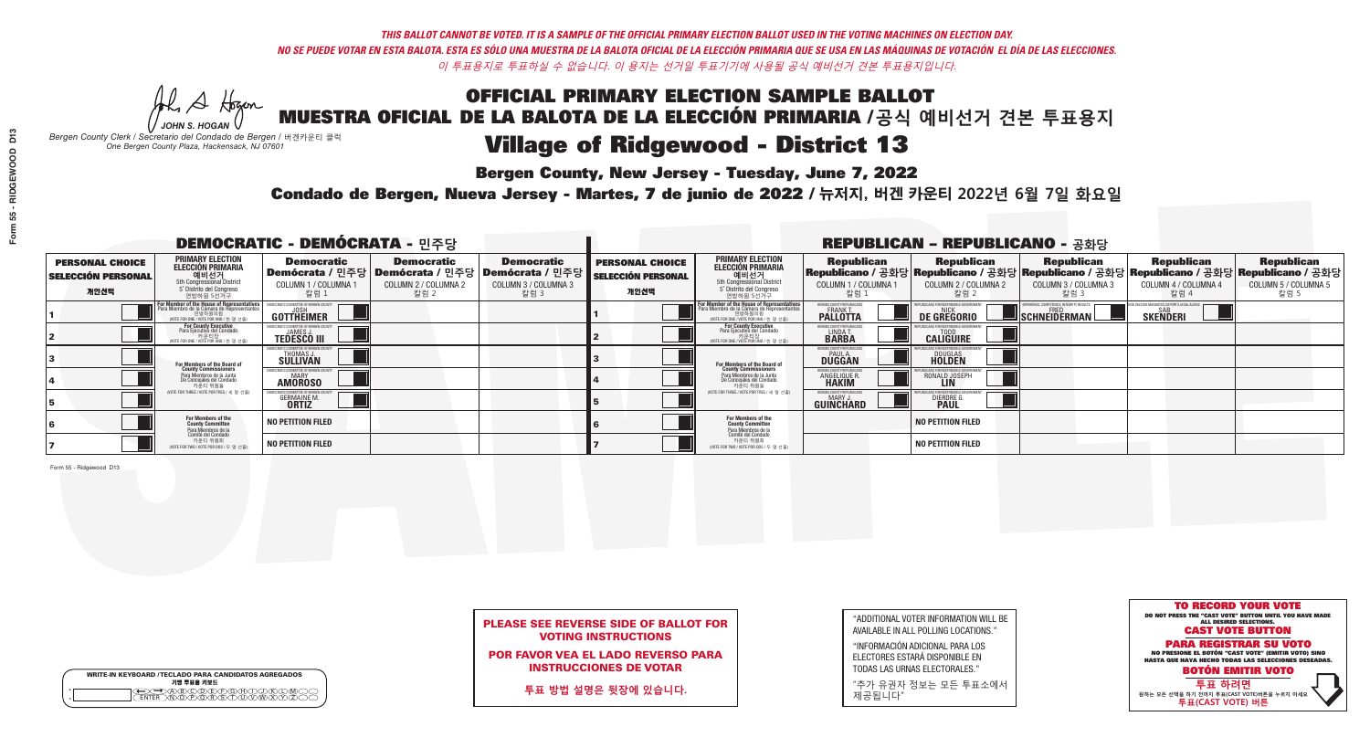*THIS BALLOT CANNOT BE VOTED. IT IS A SAMPLE OF THE OFFICIAL PRIMARY ELECTION BALLOT USED IN THE VOTING MACHINES ON ELECTION DAY.*
*NO SE PUEDE VOTAR EN ESTA BALOTA. ESTA ES SÓLO UNA MUESTRA DE LA BALOTA OFICIAL DE LA ELECCIÓN PRIMARIA QUE SE USA EN LAS MÁQUINAS DE VOTACIÓN EL DÍA DE LAS ELECCIONES.*
*이 투표용지로 투표하실 수 없습니다. 이 용지는 선거일 투표기기에 사용될 공식 예비선거 견본 투표용지입니다.*

JOHN S. HOGAN
*Bergen County Clerk / Secretario del Condado de Bergen / 버겐카운티 클럭*
*One Bergen County Plaza, Hackensack, NJ 07601*

# OFFICIAL PRIMARY ELECTION SAMPLE BALLOT
# MUESTRA OFICIAL DE LA BALOTA DE LA ELECCIÓN PRIMARIA /공식 예비선거 견본 투표용지
# Village of Ridgewood - District 13

**Bergen County, New Jersey - Tuesday, June 7, 2022**

**Condado de Bergen, Nueva Jersey - Martes, 7 de junio de 2022 / 뉴저지, 버겐 카운티 2022년 6월 7일 화요일**

## DEMOCRATIC - DEMÓCRATA - 민주당

| PERSONAL CHOICE / SELECCIÓN PERSONAL / 개인선택 | PRIMARY ELECTION / ELECCIÓN PRIMARIA / 예비선거 | Democratic / Demócrata / 민주당 COLUMN 1 / COLUMNA 1 / 칼럼 1 | Democratic / Demócrata / 민주당 COLUMN 2 / COLUMNA 2 / 칼럼 2 | Democratic / Demócrata / 민주당 COLUMN 3 / COLUMNA 3 / 칼럼 3 |
|---|---|---|---|---|
| 1 | For Member of the House of Representatives / Para Miembro de la Cámara de Representantes / 연방하원의원 (5th Congressional District) (VOTE FOR ONE / VOTE POR UNO / 한 명 선출) | JOSH GOTTHEIMER | | |
| 2 | For County Executive / Para Ejecutivo del Condado / 카운티장 (VOTE FOR ONE / VOTE POR UNO / 한 명 선출) | JAMES J. TEDESCO III | | |
| 3 | For Members of the Board of County Commissioners / Para Miembros de la Junta De Concejales del Condado / 카운티 위원들 (VOTE FOR THREE / VOTE POR TRES / 세 명 선출) | THOMAS J. SULLIVAN | | |
| 4 | | MARY AMOROSO | | |
| 5 | | GERMAINE M. ORTIZ | | |
| 6 | For Members of the County Committee / Para Miembros de la Comité del Condado / 카운티 위원회 (VOTE FOR TWO / VOTE POR DOS / 두 명 선출) | NO PETITION FILED | | |
| 7 | | NO PETITION FILED | | |

## REPUBLICAN - REPUBLICANO - 공화당

| PERSONAL CHOICE / SELECCIÓN PERSONAL / 개인선택 | PRIMARY ELECTION / ELECCIÓN PRIMARIA / 예비선거 | Republican / Republicano / 공화당 COLUMN 1 / COLUMNA 1 / 칼럼 1 | Republican / Republicano / 공화당 COLUMN 2 / COLUMNA 2 / 칼럼 2 | Republican / Republicano / 공화당 COLUMN 3 / COLUMNA 3 / 칼럼 3 | Republican / Republicano / 공화당 COLUMN 4 / COLUMNA 4 / 칼럼 4 | Republican / Republicano / 공화당 COLUMN 5 / COLUMNA 5 / 칼럼 5 |
|---|---|---|---|---|---|---|
| 1 | For Member of the House of Representatives / Para Miembro de la Cámara de Representantes / 연방하원의원 (5th Congressional District) (VOTE FOR ONE / VOTE POR UNO / 한 명 선출) | FRANK T. PALLOTTA | NICK DE GREGORIO | FRED SCHNEIDERMAN | SAB SKENDERI | |
| 2 | For County Executive / Para Ejecutivo del Condado / 카운티장 (VOTE FOR ONE / VOTE POR UNO / 한 명 선출) | LINDA T. BARBA | TODD CALIGUIRE | | | |
| 3 | For Members of the Board of County Commissioners / Para Miembros de la Junta De Concejales del Condado / 카운티 위원들 (VOTE FOR THREE / VOTE POR TRES / 세 명 선출) | PAUL A. DUGGAN | DOUGLAS HOLDEN | | | |
| 4 | | ANGELIQUE R. HAKIM | RONALD JOSEPH LIN | | | |
| 5 | | MARY J. GUINCHARD | DIERDRE G. PAUL | | | |
| 6 | For Members of the County Committee / Para Miembros de la Comité del Condado / 카운티 위원회 (VOTE FOR TWO / VOTE POR DOS / 두 명 선출) | | NO PETITION FILED | | | |
| 7 | | | NO PETITION FILED | | | |

Form 55 - Ridgewood D13

**PLEASE SEE REVERSE SIDE OF BALLOT FOR VOTING INSTRUCTIONS**

**POR FAVOR VEA EL LADO REVERSO PARA INSTRUCCIONES DE VOTAR**

**투표 방법 설명은 뒷장에 있습니다.**

"ADDITIONAL VOTER INFORMATION WILL BE AVAILABLE IN ALL POLLING LOCATIONS."

"INFORMACIÓN ADICIONAL PARA LOS ELECTORES ESTARÁ DISPONIBLE EN TODAS LAS URNAS ELECTORALES."

"추가 유권자 정보는 모든 투표소에서 제공됩니다"

**TO RECORD YOUR VOTE**
DO NOT PRESS THE "CAST VOTE" BUTTON UNTIL YOU HAVE MADE ALL DESIRED SELECTIONS.
**CAST VOTE BUTTON**

**PARA REGISTRAR SU VOTO**
NO PRESIONE EL BOTÓN "CAST VOTE" (EMITIR VOTO) SINO HASTA QUE HAYA HECHO TODAS LAS SELECCIONES DESEADAS.
**BOTÓN EMITIR VOTO**

**투표 하려면**
원하는 모든 선택을 하기 전까지 투표(CAST VOTE)버튼을 누르지 마세요
**투표(CAST VOTE) 버튼**

WRITE-IN KEYBOARD /TECLADO PARA CANDIDATOS AGREGADOS
기명 투표용 키보드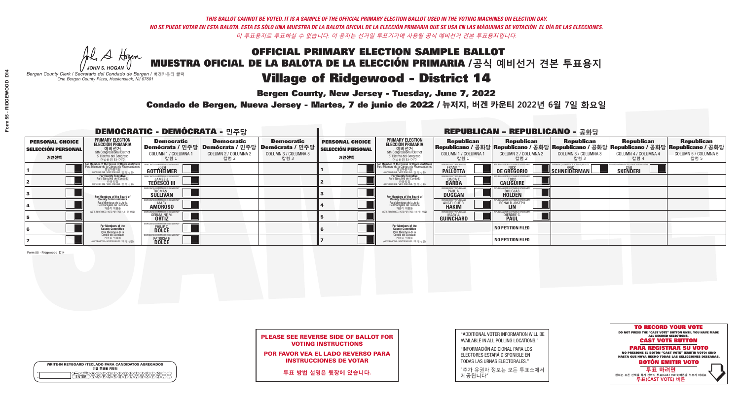THIS BALLOT CANNOT BE VOTED. IT IS A SAMPLE OF THE OFFICIAL PRIMARY ELECTION BALLOT USED IN THE VOTING MACHINES ON ELECTION DAY.
NO SE PUEDE VOTAR EN ESTA BALOTA. ESTA ES SÓLO UNA MUESTRA DE LA BALOTA OFICIAL DE LA ELECCIÓN PRIMARIA QUE SE USA EN LAS MÁQUINAS DE VOTACIÓN EL DÍA DE LAS ELECCIONES.
이 투표용지로 투표하실 수 없습니다. 이 용지는 선거일 투표기기에 사용될 공식 예비선거 견본 투표용지입니다.

JOHN S. HOGAN
Bergen County Clerk / Secretario del Condado de Bergen / 버겐카운티 클럭
One Bergen County Plaza, Hackensack, NJ 07601

# OFFICIAL PRIMARY ELECTION SAMPLE BALLOT
# MUESTRA OFICIAL DE LA BALOTA DE LA ELECCIÓN PRIMARIA /공식 예비선거 견본 투표용지

## Village of Ridgewood - District 14

**Bergen County, New Jersey - Tuesday, June 7, 2022**

**Condado de Bergen, Nueva Jersey - Martes, 7 de junio de 2022 / 뉴저지, 버겐 카운티 2022년 6월 7일 화요일**

### DEMOCRATIC - DEMÓCRATA - 민주당

| PERSONAL CHOICE / SELECCIÓN PERSONAL / 개인선택 | PRIMARY ELECTION / ELECCIÓN PRIMARIA / 예비선거 | Democratic / Demócrata / 민주당 COLUMN 1 / COLUMNA 1 / 칼럼 1 | Democratic / Demócrata / 민주당 COLUMN 2 / COLUMNA 2 / 칼럼 2 | Democratic / Demócrata / 민주당 COLUMN 3 / COLUMNA 3 / 칼럼 3 |
|---|---|---|---|---|
| 1 | For Member of the House of Representatives / Para Miembro de la Cámara de Representantes / 연방하원의원 (VOTE FOR ONE / VOTE POR UNO / 한 명 선출) | JOSH GOTTHEIMER | | |
| 2 | For County Executive / Para Ejecutivo del Condado / 카운티장 (VOTE FOR ONE / VOTE POR UNO / 한 명 선출) | JAMES J. TEDESCO III | | |
| 3 | For Members of the Board of County Commissioners / Para Miembros de la Junta De Concejales del Condado / 카운티 위원들 (VOTE FOR THREE / VOTE POR TRES / 세 명 선출) | THOMAS J. SULLIVAN | | |
| 4 | | MARY AMOROSO | | |
| 5 | | GERMAINE M. ORTIZ | | |
| 6 | For Members of the County Committee / Para Miembros de la Comité del Condado / 카운티 위원회 (VOTE FOR TWO / VOTE POR DOS / 두 명 선출) | PHILIP C. DOLCE | | |
| 7 | | PATRICIA F. DOLCE | | |

### REPUBLICAN - REPUBLICANO - 공화당

| PERSONAL CHOICE / SELECCIÓN PERSONAL / 개인선택 | PRIMARY ELECTION / ELECCIÓN PRIMARIA / 예비선거 | Republican / Republicano / 공화당 COLUMN 1 / COLUMNA 1 / 칼럼 1 | Republican / Republicano / 공화당 COLUMN 2 / COLUMNA 2 / 칼럼 2 | Republican / Republicano / 공화당 COLUMN 3 / COLUMNA 3 / 칼럼 3 | Republican / Republicano / 공화당 COLUMN 4 / COLUMNA 4 / 칼럼 4 | Republican / Republicano / 공화당 COLUMN 5 / COLUMNA 5 / 칼럼 5 |
|---|---|---|---|---|---|---|
| 1 | For Member of the House of Representatives / Para Miembro de la Cámara de Representantes / 연방하원의원 (VOTE FOR ONE / VOTE POR UNO / 한 명 선출) | FRANK T. PALLOTTA | NICK DE GREGORIO | FRED SCHNEIDERMAN | SAB SKENDERI | |
| 2 | For County Executive / Para Ejecutivo del Condado / 카운티장 (VOTE FOR ONE / VOTE POR UNO / 한 명 선출) | LINDA T. BARBA | TODD CALIGUIRE | | | |
| 3 | For Members of the Board of County Commissioners / Para Miembros de la Junta De Concejales del Condado / 카운티 위원들 (VOTE FOR THREE / VOTE POR TRES / 세 명 선출) | PAUL A. DUGGAN | DOUGLAS HOLDEN | | | |
| 4 | | ANGELIQUE R. HAKIM | RONALD JOSEPH LIN | | | |
| 5 | | MARY J. GUINCHARD | DIERDRE G. PAUL | | | |
| 6 | For Members of the County Committee / Para Miembros de la Comité del Condado / 카운티 위원회 (VOTE FOR TWO / VOTE POR DOS / 두 명 선출) | | NO PETITION FILED | | | |
| 7 | | | NO PETITION FILED | | | |

Form 55 - Ridgewood D14

**PLEASE SEE REVERSE SIDE OF BALLOT FOR VOTING INSTRUCTIONS**

**POR FAVOR VEA EL LADO REVERSO PARA INSTRUCCIONES DE VOTAR**

**투표 방법 설명은 뒷장에 있습니다.**

"ADDITIONAL VOTER INFORMATION WILL BE AVAILABLE IN ALL POLLING LOCATIONS."

"INFORMACIÓN ADICIONAL PARA LOS ELECTORES ESTARÁ DISPONIBLE EN TODAS LAS URNAS ELECTORALES."

"추가 유권자 정보는 모든 투표소에서 제공됩니다"

WRITE-IN KEYBOARD /TECLADO PARA CANDIDATOS AGREGADOS
기명 투표용 키보드

**TO RECORD YOUR VOTE**
DO NOT PRESS THE "CAST VOTE" BUTTON UNTIL YOU HAVE MADE ALL DESIRED SELECTIONS.
**CAST VOTE BUTTON**

**PARA REGISTRAR SU VOTO**
NO PRESIONE EL BOTÓN "CAST VOTE" (EMITIR VOTO) SINO HASTA QUE HAYA HECHO TODAS LAS SELECCIONES DESEADAS.
**BOTÓN EMITIR VOTO**

**투표 하려면**
원하는 모든 선택을 하기 전까지 투표(CAST VOTE)버튼을 누르지 마세요.
**투표(CAST VOTE) 버튼**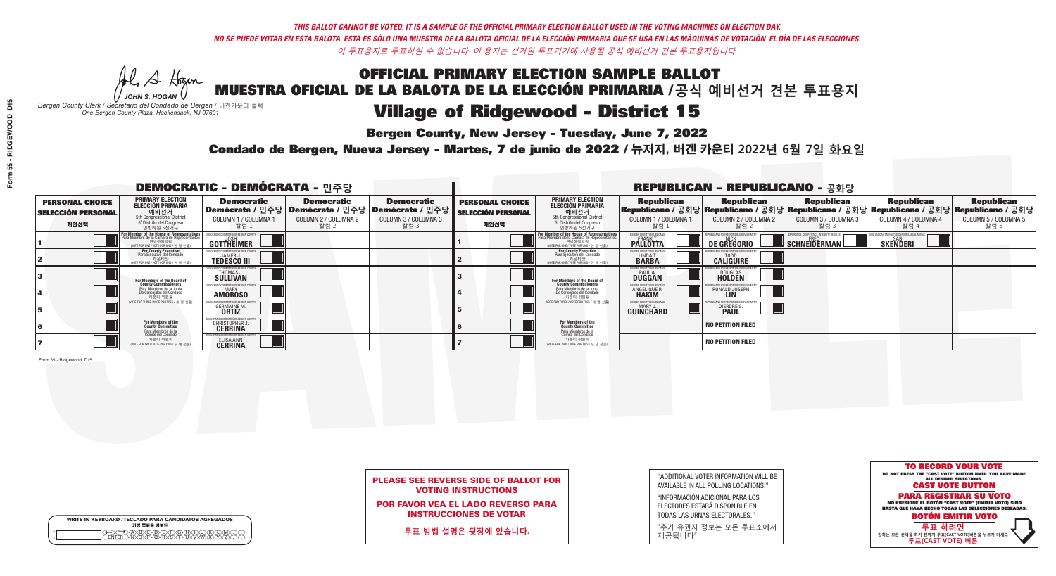*THIS BALLOT CANNOT BE VOTED. IT IS A SAMPLE OF THE OFFICIAL PRIMARY ELECTION BALLOT USED IN THE VOTING MACHINES ON ELECTION DAY.*
*NO SE PUEDE VOTAR EN ESTA BALOTA. ESTA ES SÓLO UNA MUESTRA DE LA BALOTA OFICIAL DE LA ELECCIÓN PRIMARIA QUE SE USA EN LAS MÁQUINAS DE VOTACIÓN EL DÍA DE LAS ELECCIONES.*
*이 투표용지로 투표하실 수 없습니다. 이 용지는 선거일 투표기기에 사용될 공식 예비선거 견본 투표용지입니다.*

JOHN S. HOGAN
*Bergen County Clerk / Secretario del Condado de Bergen / 버겐카운티 클럭*
*One Bergen County Plaza, Hackensack, NJ 07601*

# OFFICIAL PRIMARY ELECTION SAMPLE BALLOT
# MUESTRA OFICIAL DE LA BALOTA DE LA ELECCIÓN PRIMARIA /공식 예비선거 견본 투표용지
# Village of Ridgewood - District 15

**Bergen County, New Jersey - Tuesday, June 7, 2022**
**Condado de Bergen, Nueva Jersey - Martes, 7 de junio de 2022 / 뉴저지, 버겐 카운티 2022년 6월 7일 화요일**

## DEMOCRATIC - DEMÓCRATA - 민주당

| PERSONAL CHOICE / SELECCIÓN PERSONAL / 개인선택 | PRIMARY ELECTION / ELECCIÓN PRIMARIA / 예비선거 | Democratic COLUMN 1 / COLUMNA 1 / 칼럼 1 | Democratic COLUMN 2 / COLUMNA 2 / 칼럼 2 | Democratic COLUMN 3 / COLUMNA 3 / 칼럼 3 |
|---|---|---|---|---|
| 1 | For Member of the House of Representatives (5th Congressional District) (VOTE FOR ONE) | JOSH GOTTHEIMER | | |
| 2 | For County Executive (VOTE FOR ONE) | JAMES J. TEDESCO III | | |
| 3 | For Members of the Board of County Commissioners (VOTE FOR THREE) | THOMAS J. SULLIVAN | | |
| 4 | | MARY AMOROSO | | |
| 5 | | GERMAINE M. ORTIZ | | |
| 6 | For Members of the County Committee (VOTE FOR TWO) | CHRISTOPHER J. CERRINA | | |
| 7 | | ELISA ANN CERRINA | | |

## REPUBLICAN - REPUBLICANO - 공화당

| PERSONAL CHOICE / SELECCIÓN PERSONAL / 개인선택 | PRIMARY ELECTION / ELECCIÓN PRIMARIA / 예비선거 | Republican COLUMN 1 / COLUMNA 1 / 칼럼 1 | Republican COLUMN 2 / COLUMNA 2 / 칼럼 2 | Republican COLUMN 3 / COLUMNA 3 / 칼럼 3 | Republican COLUMN 4 / COLUMNA 4 / 칼럼 4 | Republican COLUMN 5 / COLUMNA 5 / 칼럼 5 |
|---|---|---|---|---|---|---|
| 1 | For Member of the House of Representatives (5th Congressional District) (VOTE FOR ONE) | FRANK T. PALLOTTA | NICK DE GREGORIO | FRED SCHNEIDERMAN | SAB SKENDERI | |
| 2 | For County Executive (VOTE FOR ONE) | LINDA T. BARBA | TODD CALIGUIRE | | | |
| 3 | For Members of the Board of County Commissioners (VOTE FOR THREE) | PAUL A. DUGGAN | DOUGLAS HOLDEN | | | |
| 4 | | ANGELIQUE R. HAKIM | RONALD JOSEPH LIN | | | |
| 5 | | MARY J. GUINCHARD | DIERDRE G. PAUL | | | |
| 6 | For Members of the County Committee (VOTE FOR TWO) | | NO PETITION FILED | | | |
| 7 | | | NO PETITION FILED | | | |

Form 55 - Ridgewood D15

**PLEASE SEE REVERSE SIDE OF BALLOT FOR VOTING INSTRUCTIONS**
**POR FAVOR VEA EL LADO REVERSO PARA INSTRUCCIONES DE VOTAR**
**투표 방법 설명은 뒷장에 있습니다.**

"ADDITIONAL VOTER INFORMATION WILL BE AVAILABLE IN ALL POLLING LOCATIONS."
"INFORMACIÓN ADICIONAL PARA LOS ELECTORES ESTARÁ DISPONIBLE EN TODAS LAS URNAS ELECTORALES."
"추가 유권자 정보는 모든 투표소에서 제공됩니다"

**TO RECORD YOUR VOTE**
DO NOT PRESS THE "CAST VOTE" BUTTON UNTIL YOU HAVE MADE ALL DESIRED SELECTIONS.
**CAST VOTE BUTTON**
**PARA REGISTRAR SU VOTO**
NO PRESIONE EL BOTÓN "CAST VOTE" (EMITIR VOTO) SINO HASTA QUE HAYA HECHO TODAS LAS SELECCIONES DESEADAS.
**BOTÓN EMITIR VOTO**
**투표 하려면**
원하는 모든 선택을 하기 전까지 투표(CAST VOTE)버튼을 누르지 마세요
**투표(CAST VOTE) 버튼**

WRITE-IN KEYBOARD /TECLADO PARA CANDIDATOS AGREGADOS
기명 투표용 키보드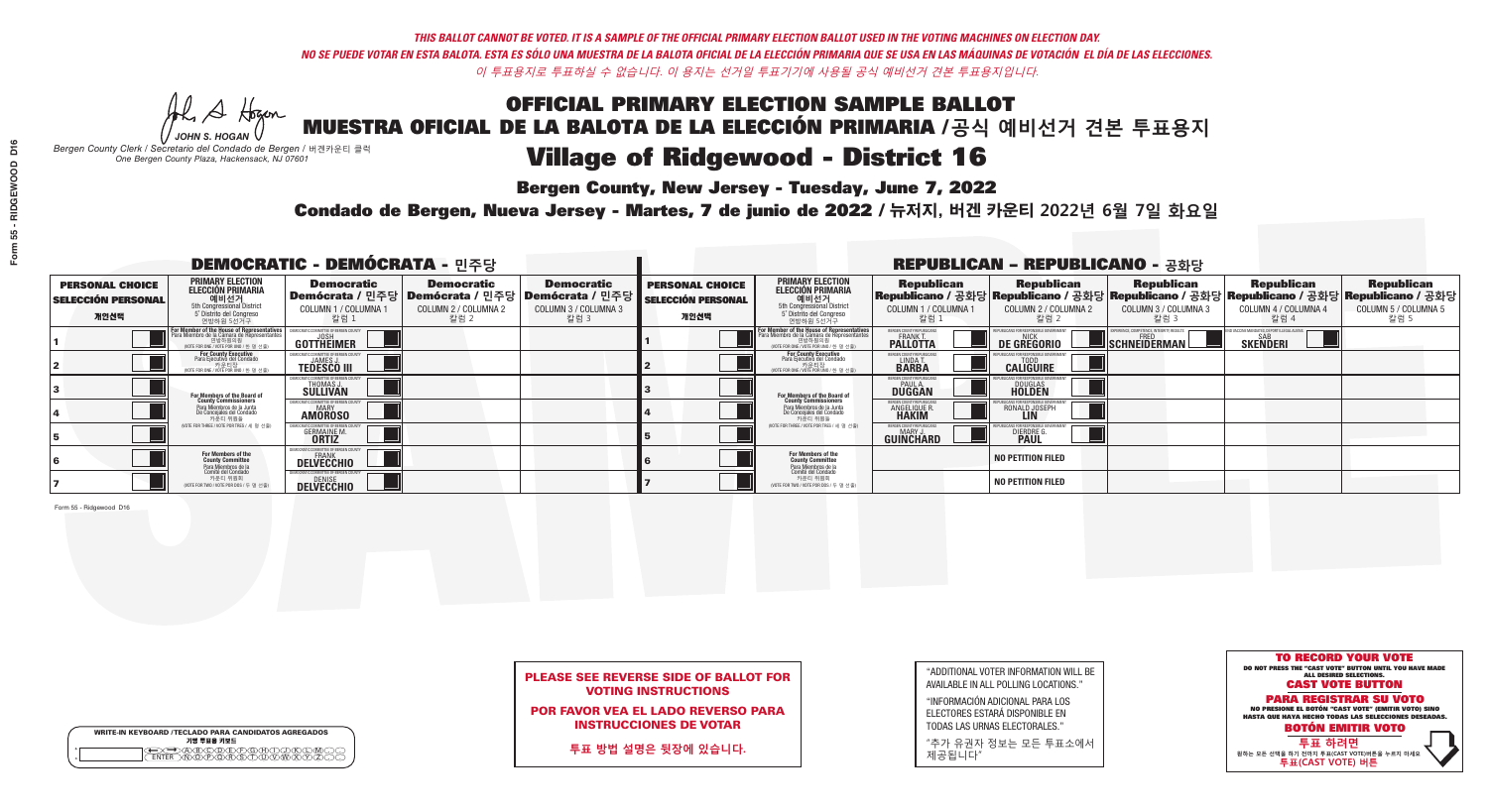*THIS BALLOT CANNOT BE VOTED. IT IS A SAMPLE OF THE OFFICIAL PRIMARY ELECTION BALLOT USED IN THE VOTING MACHINES ON ELECTION DAY.*
*NO SE PUEDE VOTAR EN ESTA BALOTA. ESTA ES SÓLO UNA MUESTRA DE LA BALOTA OFICIAL DE LA ELECCIÓN PRIMARIA QUE SE USA EN LAS MÁQUINAS DE VOTACIÓN EL DÍA DE LAS ELECCIONES.*
*이 투표용지로 투표하실 수 없습니다. 이 용지는 선거일 투표기기에 사용될 공식 예비선거 견본 투표용지입니다.*

JOHN S. HOGAN
*Bergen County Clerk / Secretario del Condado de Bergen / 버겐카운티 클럭*
*One Bergen County Plaza, Hackensack, NJ 07601*

# OFFICIAL PRIMARY ELECTION SAMPLE BALLOT
# MUESTRA OFICIAL DE LA BALOTA DE LA ELECCIÓN PRIMARIA / 공식 예비선거 견본 투표용지
# Village of Ridgewood - District 16

**Bergen County, New Jersey - Tuesday, June 7, 2022**
**Condado de Bergen, Nueva Jersey - Martes, 7 de junio de 2022 / 뉴저지, 버겐 카운티 2022년 6월 7일 화요일**

## DEMOCRATIC - DEMÓCRATA - 민주당

| | PERSONAL CHOICE / SELECCIÓN PERSONAL / 개인선택 | PRIMARY ELECTION / ELECCIÓN PRIMARIA / 예비선거 (5th Congressional District / 5° Distrito del Congreso / 연방하원 5선거구) | Democratic / Demócrata / 민주당 COLUMN 1 / COLUMNA 1 / 칼럼 1 | Democratic / Demócrata / 민주당 COLUMN 2 / COLUMNA 2 / 칼럼 2 | Democratic / Demócrata / 민주당 COLUMN 3 / COLUMNA 3 / 칼럼 3 |
|---|---|---|---|---|---|
| 1 | | For Member of the House of Representatives / Para Miembro de la Cámara de Representantes / 연방하원의원 (VOTE FOR ONE / VOTE POR UNO / 한 명 선출) | JOSH GOTTHEIMER | | |
| 2 | | For County Executive / Para Ejecutivo del Condado / 카운티장 (VOTE FOR ONE / VOTE POR UNO / 한 명 선출) | JAMES J. TEDESCO III | | |
| 3 | | For Members of the Board of County Commissioners / Para Miembros de la Junta De Concejales del Condado / 카운티 위원들 (VOTE FOR THREE / VOTE POR TRES / 세 명 선출) | THOMAS J. SULLIVAN | | |
| 4 | | | MARY AMOROSO | | |
| 5 | | | GERMAINE M. ORTIZ | | |
| 6 | | For Members of the County Committee / Para Miembros de la Comité del Condado / 카운티 위원회 (VOTE FOR TWO / VOTE POR DOS / 두 명 선출) | FRANK DELVECCHIO | | |
| 7 | | | DENISE DELVECCHIO | | |

## REPUBLICAN - REPUBLICANO - 공화당

| | PERSONAL CHOICE / SELECCIÓN PERSONAL / 개인선택 | PRIMARY ELECTION / ELECCIÓN PRIMARIA / 예비선거 (5th Congressional District / 5° Distrito del Congreso / 연방하원 5선거구) | Republican / Republicano / 공화당 COLUMN 1 / COLUMNA 1 / 칼럼 1 | Republican / Republicano / 공화당 COLUMN 2 / COLUMNA 2 / 칼럼 2 | Republican / Republicano / 공화당 COLUMN 3 / COLUMNA 3 / 칼럼 3 | Republican / Republicano / 공화당 COLUMN 4 / COLUMNA 4 / 칼럼 4 | Republican / Republicano / 공화당 COLUMN 5 / COLUMNA 5 / 칼럼 5 |
|---|---|---|---|---|---|---|---|
| 1 | | For Member of the House of Representatives / Para Miembro de la Cámara de Representantes / 연방하원의원 (VOTE FOR ONE / VOTE POR UNO / 한 명 선출) | FRANK T. PALLOTTA | NICK DE GREGORIO | FRED SCHNEIDERMAN | SAB SKENDERI | |
| 2 | | For County Executive / Para Ejecutivo del Condado / 카운티장 (VOTE FOR ONE / VOTE POR UNO / 한 명 선출) | LINDA T. BARBA | TODD CALIGUIRE | | | |
| 3 | | For Members of the Board of County Commissioners / Para Miembros de la Junta De Concejales del Condado / 카운티 위원들 (VOTE FOR THREE / VOTE POR TRES / 세 명 선출) | PAUL A. DUGGAN | DOUGLAS HOLDEN | | | |
| 4 | | | ANGELIQUE R. HAKIM | RONALD JOSEPH LIN | | | |
| 5 | | | MARY J. GUINCHARD | DIERDRE G. PAUL | | | |
| 6 | | For Members of the County Committee / Para Miembros de la Comité del Condado / 카운티 위원회 (VOTE FOR TWO / VOTE POR DOS / 두 명 선출) | | NO PETITION FILED | | | |
| 7 | | | | NO PETITION FILED | | | |

Form 55 - Ridgewood D16

**PLEASE SEE REVERSE SIDE OF BALLOT FOR VOTING INSTRUCTIONS**

**POR FAVOR VEA EL LADO REVERSO PARA INSTRUCCIONES DE VOTAR**

**투표 방법 설명은 뒷장에 있습니다.**

"ADDITIONAL VOTER INFORMATION WILL BE AVAILABLE IN ALL POLLING LOCATIONS."

"INFORMACIÓN ADICIONAL PARA LOS ELECTORES ESTARÁ DISPONIBLE EN TODAS LAS URNAS ELECTORALES."

"추가 유권자 정보는 모든 투표소에서 제공됩니다"

WRITE-IN KEYBOARD /TECLADO PARA CANDIDATOS AGREGADOS
기명 투표용 키보드

**TO RECORD YOUR VOTE**
DO NOT PRESS THE "CAST VOTE" BUTTON UNTIL YOU HAVE MADE ALL DESIRED SELECTIONS.
**CAST VOTE BUTTON**
**PARA REGISTRAR SU VOTO**
NO PRESIONE EL BOTÓN "CAST VOTE" (EMITIR VOTO) SINO HASTA QUE HAYA HECHO TODAS LAS SELECCIONES DESEADAS.
**BOTÓN EMITIR VOTO**
**투표 하려면**
원하는 모든 선택을 하기 전까지 투표(CAST VOTE)버튼을 누르지 마세요
**투표(CAST VOTE) 버튼**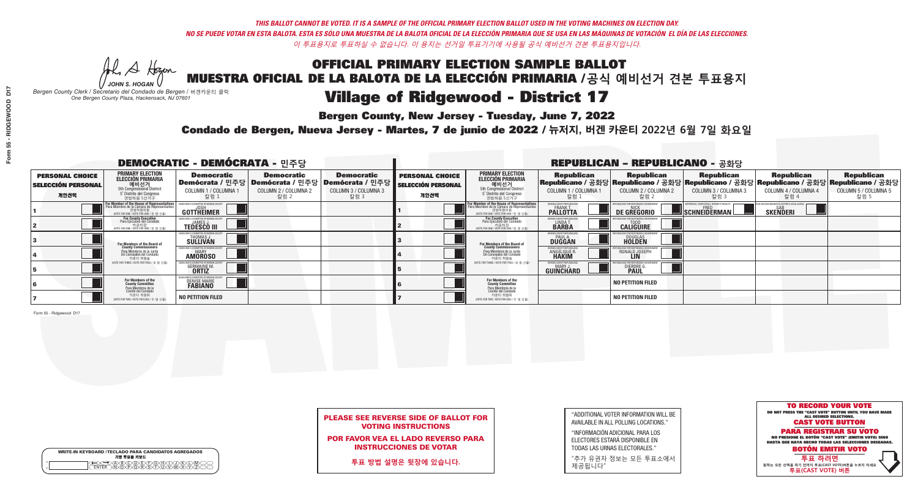*THIS BALLOT CANNOT BE VOTED. IT IS A SAMPLE OF THE OFFICIAL PRIMARY ELECTION BALLOT USED IN THE VOTING MACHINES ON ELECTION DAY.*
*NO SE PUEDE VOTAR EN ESTA BALOTA. ESTA ES SÓLO UNA MUESTRA DE LA BALOTA OFICIAL DE LA ELECCIÓN PRIMARIA QUE SE USA EN LAS MÁQUINAS DE VOTACIÓN EL DÍA DE LAS ELECCIONES.*
*이 투표용지로 투표하실 수 없습니다. 이 용지는 선거일 투표기기에 사용될 공식 예비선거 견본 투표용지입니다.*

JOHN S. HOGAN
*Bergen County Clerk / Secretario del Condado de Bergen / 버겐카운티 클럭*
*One Bergen County Plaza, Hackensack, NJ 07601*

# OFFICIAL PRIMARY ELECTION SAMPLE BALLOT
# MUESTRA OFICIAL DE LA BALOTA DE LA ELECCIÓN PRIMARIA /공식 예비선거 견본 투표용지

## Village of Ridgewood - District 17

**Bergen County, New Jersey - Tuesday, June 7, 2022**

**Condado de Bergen, Nueva Jersey - Martes, 7 de junio de 2022 / 뉴저지, 버겐 카운티 2022년 6월 7일 화요일**

### DEMOCRATIC - DEMÓCRATA - 민주당

| PERSONAL CHOICE / SELECCIÓN PERSONAL / 개인선택 | PRIMARY ELECTION / ELECCIÓN PRIMARIA / 예비선거 (5th Congressional District / 5° Distrito del Congreso / 연방하원 5선거구) | Democratic / Demócrata / 민주당 COLUMN 1 / COLUMNA 1 / 칼럼 1 | Democratic / Demócrata / 민주당 COLUMN 2 / COLUMNA 2 / 칼럼 2 | Democratic / Demócrata / 민주당 COLUMN 3 / COLUMNA 3 / 칼럼 3 |
|---|---|---|---|---|
| 1 | For Member of the House of Representatives / Para Miembro de la Cámara de Representantes / 연방하원의원 (VOTE FOR ONE / VOTE POR UNO / 한 명 선출) | JOSH GOTTHEIMER | | |
| 2 | For County Executive / Para Ejecutivo del Condado / 카운티장 (VOTE FOR ONE / VOTE POR UNO / 한 명 선출) | JAMES J. TEDESCO III | | |
| 3 | For Members of the Board of County Commissioners / Para Miembros de la Junta De Concejales del Condado / 카운티 위원들 (VOTE FOR THREE / VOTE POR TRES / 세 명 선출) | THOMAS J. SULLIVAN | | |
| 4 | | MARY AMOROSO | | |
| 5 | | GERMAINE M. ORTIZ | | |
| 6 | For Members of the County Committee / Para Miembros de la Comité del Condado / 카운티 위원회 (VOTE FOR TWO / VOTE POR DOS / 두 명 선출) | DENISE MARIE FABIANO | | |
| 7 | | NO PETITION FILED | | |

### REPUBLICAN - REPUBLICANO - 공화당

| PERSONAL CHOICE / SELECCIÓN PERSONAL / 개인선택 | PRIMARY ELECTION / ELECCIÓN PRIMARIA / 예비선거 (5th Congressional District / 5° Distrito del Congreso / 연방하원 5선거구) | Republican / Republicano / 공화당 COLUMN 1 / COLUMNA 1 / 칼럼 1 | Republican / Republicano / 공화당 COLUMN 2 / COLUMNA 2 / 칼럼 2 | Republican / Republicano / 공화당 COLUMN 3 / COLUMNA 3 / 칼럼 3 | Republican / Republicano / 공화당 COLUMN 4 / COLUMNA 4 / 칼럼 4 | Republican / Republicano / 공화당 COLUMN 5 / COLUMNA 5 / 칼럼 5 |
|---|---|---|---|---|---|---|
| 1 | For Member of the House of Representatives / Para Miembro de la Cámara de Representantes / 연방하원의원 (VOTE FOR ONE / VOTE POR UNO / 한 명 선출) | FRANK T. PALLOTTA | NICK DE GREGORIO | FRED SCHNEIDERMAN | SAB SKENDERI | |
| 2 | For County Executive / Para Ejecutivo del Condado / 카운티장 (VOTE FOR ONE / VOTE POR UNO / 한 명 선출) | LINDA T. BARBA | TODD CALIGUIRE | | | |
| 3 | For Members of the Board of County Commissioners / Para Miembros de la Junta De Concejales del Condado / 카운티 위원들 (VOTE FOR THREE / VOTE POR TRES / 세 명 선출) | PAUL A. DUGGAN | DOUGLAS HOLDEN | | | |
| 4 | | ANGELIQUE R. HAKIM | RONALD JOSEPH LIN | | | |
| 5 | | MARY J. GUINCHARD | DIERDRE G. PAUL | | | |
| 6 | For Members of the County Committee / Para Miembros de la Comité del Condado / 카운티 위원회 (VOTE FOR TWO / VOTE POR DOS / 두 명 선출) | | NO PETITION FILED | | | |
| 7 | | | NO PETITION FILED | | | |

Form 55 - Ridgewood D17

**PLEASE SEE REVERSE SIDE OF BALLOT FOR VOTING INSTRUCTIONS**

**POR FAVOR VEA EL LADO REVERSO PARA INSTRUCCIONES DE VOTAR**

**투표 방법 설명은 뒷장에 있습니다.**

"ADDITIONAL VOTER INFORMATION WILL BE AVAILABLE IN ALL POLLING LOCATIONS."

"INFORMACIÓN ADICIONAL PARA LOS ELECTORES ESTARÁ DISPONIBLE EN TODAS LAS URNAS ELECTORALES."

"추가 유권자 정보는 모든 투표소에서 제공됩니다"

WRITE-IN KEYBOARD /TECLADO PARA CANDIDATOS AGREGADOS
기명 투표용 키보드

**TO RECORD YOUR VOTE**
DO NOT PRESS THE "CAST VOTE" BUTTON UNTIL YOU HAVE MADE ALL DESIRED SELECTIONS.
**CAST VOTE BUTTON**

**PARA REGISTRAR SU VOTO**
NO PRESIONE EL BOTÓN "CAST VOTE" (EMITIR VOTO) SINO HASTA QUE HAYA HECHO TODAS LAS SELECCIONES DESEADAS.
**BOTÓN EMITIR VOTO**

**투표 하려면**
원하는 모든 선택을 하기 전까지 투표(CAST VOTE)버튼을 누르지 마세요
**투표(CAST VOTE) 버튼**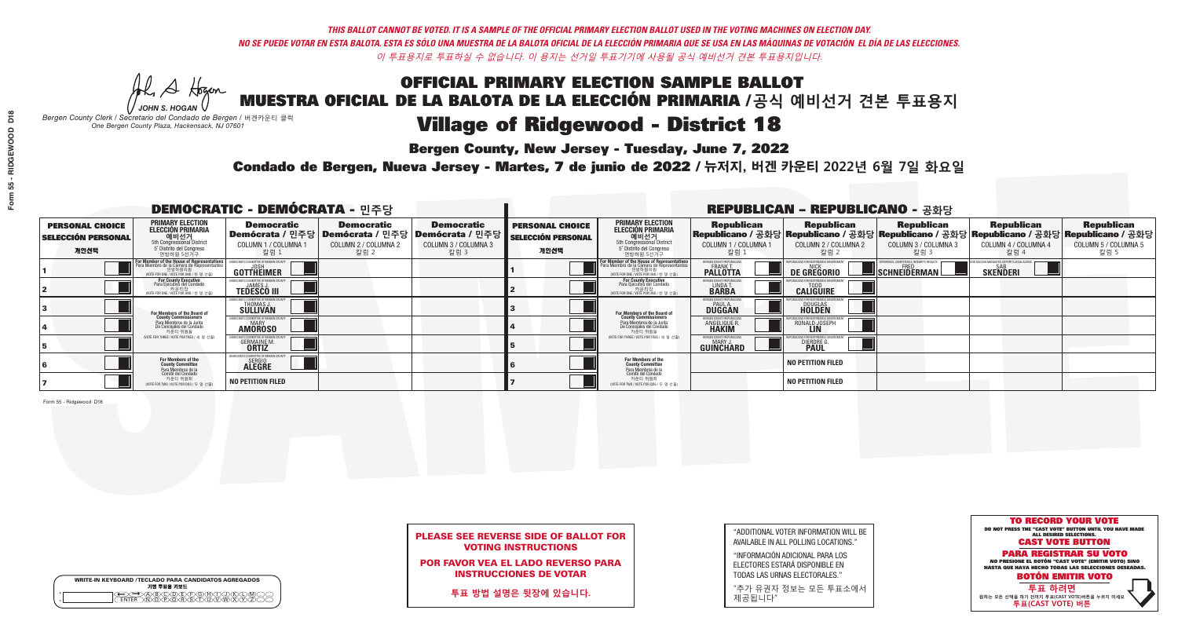THIS BALLOT CANNOT BE VOTED. IT IS A SAMPLE OF THE OFFICIAL PRIMARY ELECTION BALLOT USED IN THE VOTING MACHINES ON ELECTION DAY.
NO SE PUEDE VOTAR EN ESTA BALOTA. ESTA ES SÓLO UNA MUESTRA DE LA BALOTA OFICIAL DE LA ELECCIÓN PRIMARIA QUE SE USA EN LAS MÁQUINAS DE VOTACIÓN EL DÍA DE LAS ELECCIONES.
이 투표용지로 투표하실 수 없습니다. 이 용지는 선거일 투표기기에 사용될 공식 예비선거 견본 투표용지입니다.

JOHN S. HOGAN
*Bergen County Clerk / Secretario del Condado de Bergen / 버겐카운티 클럭*
*One Bergen County Plaza, Hackensack, NJ 07601*

# OFFICIAL PRIMARY ELECTION SAMPLE BALLOT
# MUESTRA OFICIAL DE LA BALOTA DE LA ELECCIÓN PRIMARIA / 공식 예비선거 견본 투표용지
# Village of Ridgewood - District 18

**Bergen County, New Jersey - Tuesday, June 7, 2022**

**Condado de Bergen, Nueva Jersey - Martes, 7 de junio de 2022 / 뉴저지, 버겐 카운티 2022년 6월 7일 화요일**

## DEMOCRATIC - DEMÓCRATA - 민주당

| PERSONAL CHOICE / SELECCIÓN PERSONAL / 개인선택 | PRIMARY ELECTION / ELECCIÓN PRIMARIA / 예비선거 | Democratic / Demócrata / 민주당 COLUMN 1 / COLUMNA 1 / 칼럼 1 | Democratic / Demócrata / 민주당 COLUMN 2 / COLUMNA 2 / 칼럼 2 | Democratic / Demócrata / 민주당 COLUMN 3 / COLUMNA 3 / 칼럼 3 |
|---|---|---|---|---|
| 1 | For Member of the House of Representatives / Para Miembro de la Cámara de Representantes / 연방하원의원 (5th Congressional District / 5° Distrito del Congreso / 연방하원 5선거구) (VOTE FOR ONE / VOTE POR UNO / 한 명 선출) | JOSH GOTTHEIMER | | |
| 2 | For County Executive / Para Ejecutivo del Condado / 카운티장 (VOTE FOR ONE / VOTE POR UNO / 한 명 선출) | JAMES J. TEDESCO III | | |
| 3 | For Members of the Board of County Commissioners / Para Miembros de la Junta De Concejales del Condado / 카운티 위원들 (VOTE FOR THREE / VOTE POR TRES / 세 명 선출) | THOMAS J. SULLIVAN | | |
| 4 | | MARY AMOROSO | | |
| 5 | | GERMAINE M. ORTIZ | | |
| 6 | For Members of the County Committee / Para Miembros de la Comité del Condado / 카운티 위원회 (VOTE FOR TWO / VOTE POR DOS / 두 명 선출) | SERGIO ALEGRE | | |
| 7 | | NO PETITION FILED | | |

## REPUBLICAN - REPUBLICANO - 공화당

| PERSONAL CHOICE / SELECCIÓN PERSONAL / 개인선택 | PRIMARY ELECTION / ELECCIÓN PRIMARIA / 예비선거 | Republican / Republicano / 공화당 COLUMN 1 / COLUMNA 1 / 칼럼 1 | Republican / Republicano / 공화당 COLUMN 2 / COLUMNA 2 / 칼럼 2 | Republican / Republicano / 공화당 COLUMN 3 / COLUMNA 3 / 칼럼 3 | Republican / Republicano / 공화당 COLUMN 4 / COLUMNA 4 / 칼럼 4 | Republican / Republicano / 공화당 COLUMN 5 / COLUMNA 5 / 칼럼 5 |
|---|---|---|---|---|---|---|
| 1 | For Member of the House of Representatives / Para Miembro de la Cámara de Representantes / 연방하원의원 (5th Congressional District / 5° Distrito del Congreso / 연방하원 5선거구) (VOTE FOR ONE / VOTE POR UNO / 한 명 선출) | FRANK T. PALLOTTA | NICK DE GREGORIO | FRED SCHNEIDERMAN | SAB SKENDERI | |
| 2 | For County Executive / Para Ejecutivo del Condado / 카운티장 (VOTE FOR ONE / VOTE POR UNO / 한 명 선출) | LINDA T. BARBA | TODD CALIGUIRE | | | |
| 3 | For Members of the Board of County Commissioners / Para Miembros de la Junta De Concejales del Condado / 카운티 위원들 (VOTE FOR THREE / VOTE POR TRES / 세 명 선출) | PAUL A. DUGGAN | DOUGLAS HOLDEN | | | |
| 4 | | ANGELIQUE R. HAKIM | RONALD JOSEPH LIN | | | |
| 5 | | MARY J. GUINCHARD | DIERDRE G. PAUL | | | |
| 6 | For Members of the County Committee / Para Miembros de la Comité del Condado / 카운티 위원회 (VOTE FOR TWO / VOTE POR DOS / 두 명 선출) | | NO PETITION FILED | | | |
| 7 | | | NO PETITION FILED | | | |

Form 55 - Ridgewood D18

WRITE-IN KEYBOARD /TECLADO PARA CANDIDATOS AGREGADOS
기명 투표용 키보드

**PLEASE SEE REVERSE SIDE OF BALLOT FOR VOTING INSTRUCTIONS**

**POR FAVOR VEA EL LADO REVERSO PARA INSTRUCCIONES DE VOTAR**

**투표 방법 설명은 뒷장에 있습니다.**

"ADDITIONAL VOTER INFORMATION WILL BE AVAILABLE IN ALL POLLING LOCATIONS."

"INFORMACIÓN ADICIONAL PARA LOS ELECTORES ESTARÁ DISPONIBLE EN TODAS LAS URNAS ELECTORALES."

"추가 유권자 정보는 모든 투표소에서 제공됩니다"

**TO RECORD YOUR VOTE**
DO NOT PRESS THE "CAST VOTE" BUTTON UNTIL YOU HAVE MADE ALL DESIRED SELECTIONS.
**CAST VOTE BUTTON**

**PARA REGISTRAR SU VOTO**
NO PRESIONE EL BOTÓN "CAST VOTE" (EMITIR VOTO) SINO HASTA QUE HAYA HECHO TODAS LAS SELECCIONES DESEADAS.
**BOTÓN EMITIR VOTO**

**투표 하려면**
원하는 모든 선택을 하기 전까지 투표(CAST VOTE)버튼을 누르지 마세요
**투표(CAST VOTE) 버튼**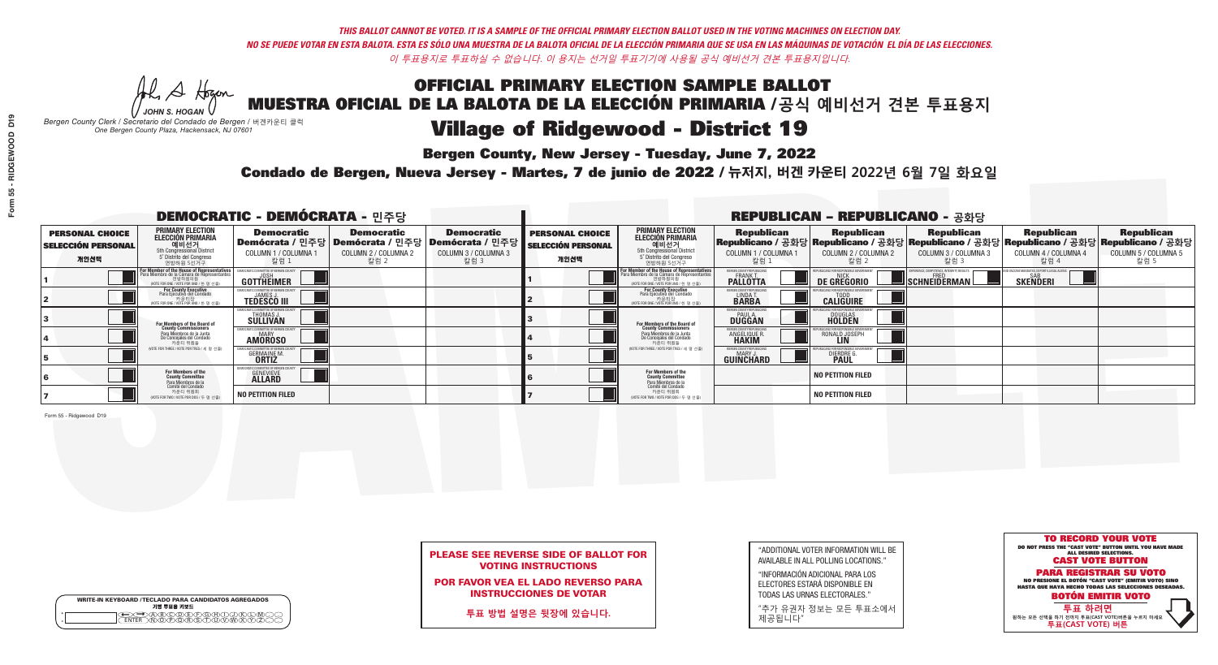*THIS BALLOT CANNOT BE VOTED. IT IS A SAMPLE OF THE OFFICIAL PRIMARY ELECTION BALLOT USED IN THE VOTING MACHINES ON ELECTION DAY.*
*NO SE PUEDE VOTAR EN ESTA BALOTA. ESTA ES SÓLO UNA MUESTRA DE LA BALOTA OFICIAL DE LA ELECCIÓN PRIMARIA QUE SE USA EN LAS MÁQUINAS DE VOTACIÓN EL DÍA DE LAS ELECCIONES.*
*이 투표용지로 투표하실 수 없습니다. 이 용지는 선거일 투표기기에 사용될 공식 예비선거 견본 투표용지입니다.*

JOHN S. HOGAN
*Bergen County Clerk / Secretario del Condado de Bergen / 버겐카운티 클럭*
*One Bergen County Plaza, Hackensack, NJ 07601*

# OFFICIAL PRIMARY ELECTION SAMPLE BALLOT
# MUESTRA OFICIAL DE LA BALOTA DE LA ELECCIÓN PRIMARIA /공식 예비선거 견본 투표용지

# Village of Ridgewood - District 19

## Bergen County, New Jersey - Tuesday, June 7, 2022

## Condado de Bergen, Nueva Jersey - Martes, 7 de junio de 2022 / 뉴저지, 버겐 카운티 2022년 6월 7일 화요일

### DEMOCRATIC - DEMÓCRATA - 민주당

| PERSONAL CHOICE / SELECCIÓN PERSONAL / 개인선택 | PRIMARY ELECTION / ELECCIÓN PRIMARIA / 예비선거 | Democratic / Demócrata / 민주당 COLUMN 1 / COLUMNA 1 / 칼럼 1 | Democratic / Demócrata / 민주당 COLUMN 2 / COLUMNA 2 / 칼럼 2 | Democratic / Demócrata / 민주당 COLUMN 3 / COLUMNA 3 / 칼럼 3 |
|---|---|---|---|---|
| 1 | For Member of the House of Representatives / Para Miembro de la Cámara de Representantes / 연방하원의원 (5th Congressional District / 5° Distrito del Congreso / 연방하원 5선거구) (VOTE FOR ONE / VOTE POR UNO / 한 명 선출) | JOSH GOTTHEIMER | | |
| 2 | For County Executive / Para Ejecutivo del Condado / 카운티장 (VOTE FOR ONE / VOTE POR UNO / 한 명 선출) | JAMES J. TEDESCO III | | |
| 3 | For Members of the Board of County Commissioners / Para Miembros de la Junta De Concejales del Condado / 카운티 위원들 (VOTE FOR THREE / VOTE POR TRES / 세 명 선출) | THOMAS J. SULLIVAN | | |
| 4 | | MARY AMOROSO | | |
| 5 | | GERMAINE M. ORTIZ | | |
| 6 | For Members of the County Committee / Para Miembros de la Comité del Condado / 카운티 위원회 (VOTE FOR TWO / VOTE POR DOS / 두 명 선출) | GENEVIEVE ALLARD | | |
| 7 | | NO PETITION FILED | | |

### REPUBLICAN - REPUBLICANO - 공화당

| PERSONAL CHOICE / SELECCIÓN PERSONAL / 개인선택 | PRIMARY ELECTION / ELECCIÓN PRIMARIA / 예비선거 | Republican / Republicano / 공화당 COLUMN 1 / COLUMNA 1 / 칼럼 1 | Republican / Republicano / 공화당 COLUMN 2 / COLUMNA 2 / 칼럼 2 | Republican / Republicano / 공화당 COLUMN 3 / COLUMNA 3 / 칼럼 3 | Republican / Republicano / 공화당 COLUMN 4 / COLUMNA 4 / 칼럼 4 | Republican / Republicano / 공화당 COLUMN 5 / COLUMNA 5 / 칼럼 5 |
|---|---|---|---|---|---|---|
| 1 | For Member of the House of Representatives / Para Miembro de la Cámara de Representantes / 연방하원의원 (5th Congressional District / 5° Distrito del Congreso / 연방하원 5선거구) (VOTE FOR ONE / VOTE POR UNO / 한 명 선출) | FRANK T. PALLOTTA | NICK DE GREGORIO | FRED SCHNEIDERMAN | SAB SKENDERI | |
| 2 | For County Executive / Para Ejecutivo del Condado / 카운티장 (VOTE FOR ONE / VOTE POR UNO / 한 명 선출) | LINDA T. BARBA | TODD CALIGUIRE | | | |
| 3 | For Members of the Board of County Commissioners / Para Miembros de la Junta De Concejales del Condado / 카운티 위원들 (VOTE FOR THREE / VOTE POR TRES / 세 명 선출) | PAUL A. DUGGAN | DOUGLAS HOLDEN | | | |
| 4 | | ANGELIQUE R. HAKIM | RONALD JOSEPH LIN | | | |
| 5 | | MARY J. GUINCHARD | DIERDRE G. PAUL | | | |
| 6 | For Members of the County Committee / Para Miembros de la Comité del Condado / 카운티 위원회 (VOTE FOR TWO / VOTE POR DOS / 두 명 선출) | | NO PETITION FILED | | | |
| 7 | | | NO PETITION FILED | | | |

Form 55 - Ridgewood D19

**PLEASE SEE REVERSE SIDE OF BALLOT FOR VOTING INSTRUCTIONS**

**POR FAVOR VEA EL LADO REVERSO PARA INSTRUCCIONES DE VOTAR**

**투표 방법 설명은 뒷장에 있습니다.**

"ADDITIONAL VOTER INFORMATION WILL BE AVAILABLE IN ALL POLLING LOCATIONS."

"INFORMACIÓN ADICIONAL PARA LOS ELECTORES ESTARÁ DISPONIBLE EN TODAS LAS URNAS ELECTORALES."

"추가 유권자 정보는 모든 투표소에서 제공됩니다"

WRITE-IN KEYBOARD /TECLADO PARA CANDIDATOS AGREGADOS
기명 투표용 키보드

**TO RECORD YOUR VOTE**
DO NOT PRESS THE "CAST VOTE" BUTTON UNTIL YOU HAVE MADE ALL DESIRED SELECTIONS.
**CAST VOTE BUTTON**

**PARA REGISTRAR SU VOTO**
NO PRESIONE EL BOTÓN "CAST VOTE" (EMITIR VOTO) SINO HASTA QUE HAYA HECHO TODAS LAS SELECCIONES DESEADAS.
**BOTÓN EMITIR VOTO**

**투표 하려면**
원하는 모든 선택을 하기 전까지 투표(CAST VOTE)버튼을 누르지 마세요
**투표(CAST VOTE) 버튼**